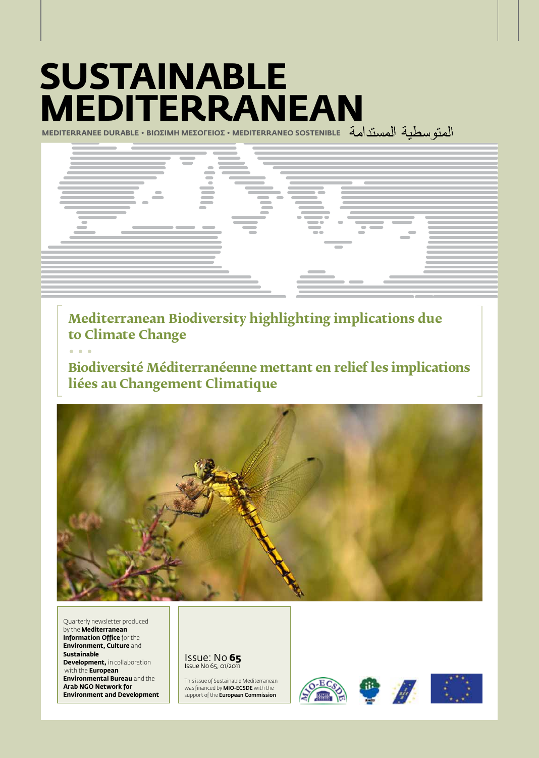# SUSTAINABLE MEDITERRANEAN

MEDITERRANEE DURABLE • ΒΙΩΣΙΜΗ ΜΕΣΟΓΕΙΟΣ • MEDITERRANEO SOSTENIBLE المتوسطية المستدامة

## Mediterranean Biodiversity highlighting implications due to Climate Change

• • •

## Biodiversité Méditerranéenne mettant en relief les implications liées au Changement Climatique

Quarterly newsletter produced by the **Mediterranean Information Office** for the **Environment, Culture** and **Sustainable Development,** in collaboration with the **European Environmental Bureau** and the **Arab NGO Network for Environment and Development**

Issue: No **65**
Issue No 65, 01/2011

This issue of Sustainable Mediterranean was financed by **MIO-ECSDE** with the support of the **European Commission**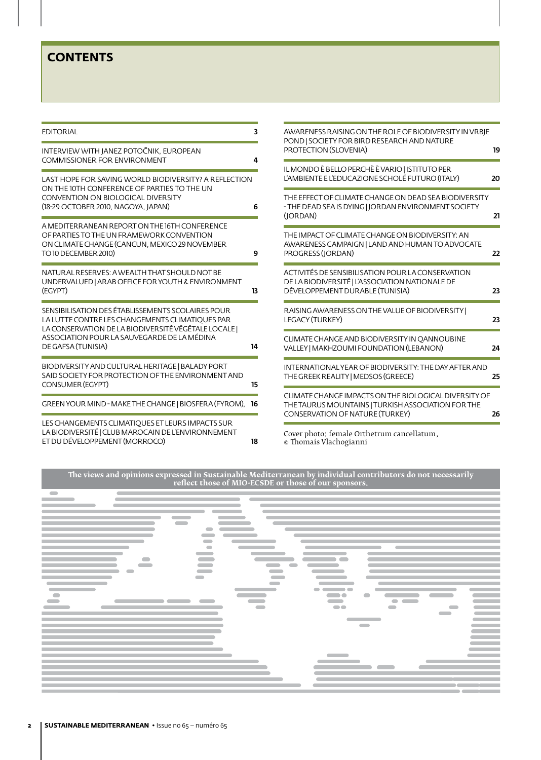# CONTENTS

| | |
|---|---|
| EDITORIAL | 3 |
| INTERVIEW WITH JANEZ POTOČNIK, EUROPEAN COMMISSIONER FOR ENVIRONMENT | 4 |
| LAST HOPE FOR SAVING WORLD BIODIVERSITY? A REFLECTION ON THE 10TH CONFERENCE OF PARTIES TO THE UN CONVENTION ON BIOLOGICAL DIVERSITY (18-29 OCTOBER 2010, NAGOYA, JAPAN) | 6 |
| A MEDITERRANEAN REPORT ON THE 16TH CONFERENCE OF PARTIES TO THE UN FRAMEWORK CONVENTION ON CLIMATE CHANGE (CANCUN, MEXICO 29 NOVEMBER TO 10 DECEMBER 2010) | 9 |
| NATURAL RESERVES: A WEALTH THAT SHOULD NOT BE UNDERVALUED \| ARAB OFFICE FOR YOUTH & ENVIRONMENT (EGYPT) | 13 |
| SENSIBILISATION DES ÉTABLISSEMENTS SCOLAIRES POUR LA LUTTE CONTRE LES CHANGEMENTS CLIMATIQUES PAR LA CONSERVATION DE LA BIODIVERSITÉ VÉGÉTALE LOCALE \| ASSOCIATION POUR LA SAUVEGARDE DE LA MÉDINA DE GAFSA (TUNISIA) | 14 |
| BIODIVERSITY AND CULTURAL HERITAGE \| BALADY PORT SAID SOCIETY FOR PROTECTION OF THE ENVIRONMENT AND CONSUMER (EGYPT) | 15 |
| GREEN YOUR MIND - MAKE THE CHANGE \| BIOSFERA (FYROM), | 16 |
| LES CHANGEMENTS CLIMATIQUES ET LEURS IMPACTS SUR LA BIODIVERSITÉ \| CLUB MAROCAIN DE L'ENVIRONNEMENT ET DU DÉVELOPPEMENT (MORROCO) | 18 |
| AWARENESS RAISING ON THE ROLE OF BIODIVERSITY IN VRBJE POND \| SOCIETY FOR BIRD RESEARCH AND NATURE PROTECTION (SLOVENIA) | 19 |
| IL MONDO È BELLO PERCHÈ È VARIO \| ISTITUTO PER L'AMBIENTE E L'EDUCAZIONE SCHOLÉ FUTURO (ITALY) | 20 |
| THE EFFECT OF CLIMATE CHANGE ON DEAD SEA BIODIVERSITY - THE DEAD SEA IS DYING \| JORDAN ENVIRONMENT SOCIETY (JORDAN) | 21 |
| THE IMPACT OF CLIMATE CHANGE ON BIODIVERSITY: AN AWARENESS CAMPAIGN \| LAND AND HUMAN TO ADVOCATE PROGRESS (JORDAN) | 22 |
| ACTIVITÉS DE SENSIBILISATION POUR LA CONSERVATION DE LA BIODIVERSITÉ \| L'ASSOCIATION NATIONALE DE DÉVELOPPEMENT DURABLE (TUNISIA) | 23 |
| RAISING AWARENESS ON THE VALUE OF BIODIVERSITY \| LEGACY (TURKEY) | 23 |
| CLIMATE CHANGE AND BIODIVERSITY IN QANNOUBINE VALLEY \| MAKHZOUMI FOUNDATION (LEBANON) | 24 |
| INTERNATIONAL YEAR OF BIODIVERSITY: THE DAY AFTER AND THE GREEK REALITY \| MEDSOS (GREECE) | 25 |
| CLIMATE CHANGE IMPACTS ON THE BIOLOGICAL DIVERSITY OF THE TAURUS MOUNTAINS \| TURKISH ASSOCIATION FOR THE CONSERVATION OF NATURE (TURKEY) | 26 |

Cover photo: female Orthetrum cancellatum, © Thomais Vlachogianni

**The views and opinions expressed in Sustainable Mediterranean by individual contributors do not necessarily reflect those of MIO-ECSDE or those of our sponsors.**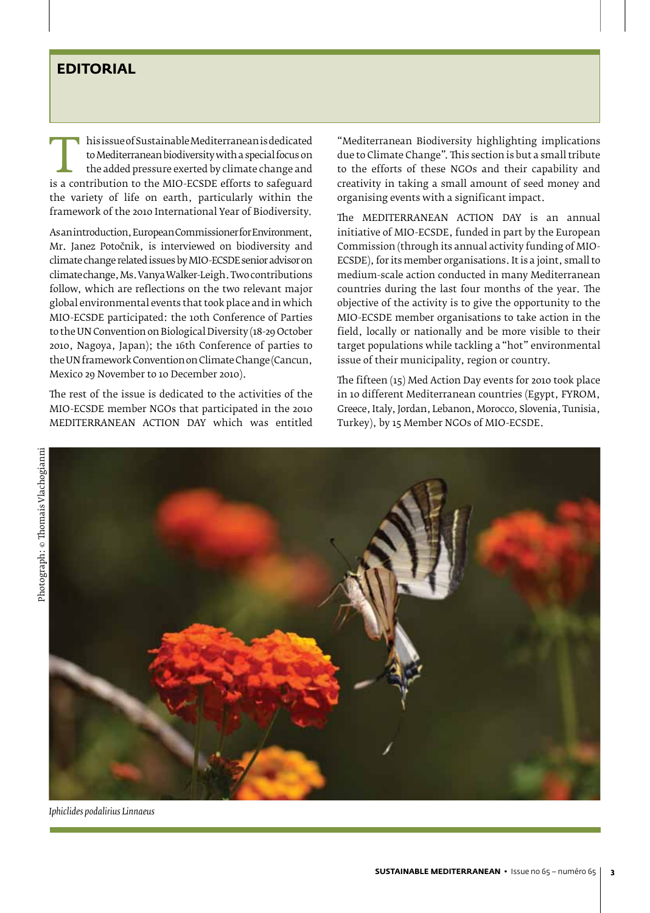# EDITORIAL

This issue of Sustainable Mediterranean is dedicated to Mediterranean biodiversity with a special focus on the added pressure exerted by climate change and is a contribution to the MIO-ECSDE efforts to safeguard the variety of life on earth, particularly within the framework of the 2010 International Year of Biodiversity.

As an introduction, European Commissioner for Environment, Mr. Janez Potočnik, is interviewed on biodiversity and climate change related issues by MIO-ECSDE senior advisor on climate change, Ms. Vanya Walker-Leigh. Two contributions follow, which are reflections on the two relevant major global environmental events that took place and in which MIO-ECSDE participated: the 10th Conference of Parties to the UN Convention on Biological Diversity (18-29 October 2010, Nagoya, Japan); the 16th Conference of parties to the UN framework Convention on Climate Change (Cancun, Mexico 29 November to 10 December 2010).

The rest of the issue is dedicated to the activities of the MIO-ECSDE member NGOs that participated in the 2010 MEDITERRANEAN ACTION DAY which was entitled "Mediterranean Biodiversity highlighting implications due to Climate Change". This section is but a small tribute to the efforts of these NGOs and their capability and creativity in taking a small amount of seed money and organising events with a significant impact.

The MEDITERRANEAN ACTION DAY is an annual initiative of MIO-ECSDE, funded in part by the European Commission (through its annual activity funding of MIO-ECSDE), for its member organisations. It is a joint, small to medium-scale action conducted in many Mediterranean countries during the last four months of the year. The objective of the activity is to give the opportunity to the MIO-ECSDE member organisations to take action in the field, locally or nationally and be more visible to their target populations while tackling a "hot" environmental issue of their municipality, region or country.

The fifteen (15) Med Action Day events for 2010 took place in 10 different Mediterranean countries (Egypt, FYROM, Greece, Italy, Jordan, Lebanon, Morocco, Slovenia, Tunisia, Turkey), by 15 Member NGOs of MIO-ECSDE.

Photograph: © Thomais Vlachogianni

*Iphiclides podalirius Linnaeus*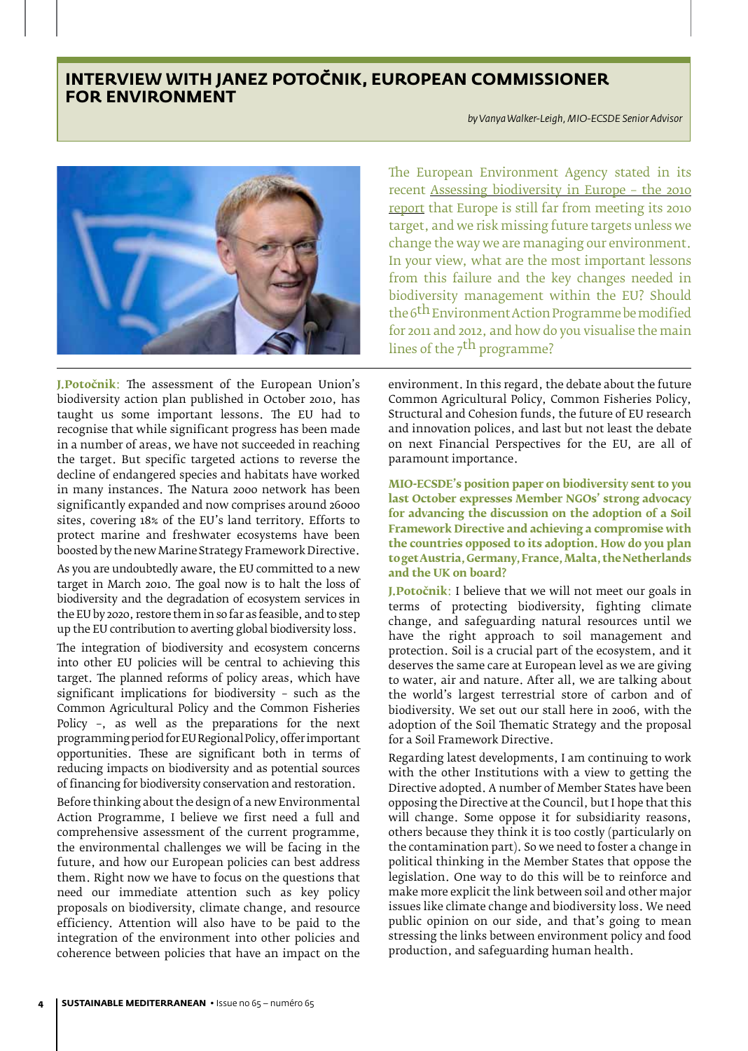## INTERVIEW WITH JANEZ POTOČNIK, EUROPEAN COMMISSIONER FOR ENVIRONMENT

*by Vanya Walker-Leigh, MIO-ECSDE Senior Advisor*

The European Environment Agency stated in its recent Assessing biodiversity in Europe – the 2010 report that Europe is still far from meeting its 2010 target, and we risk missing future targets unless we change the way we are managing our environment. In your view, what are the most important lessons from this failure and the key changes needed in biodiversity management within the EU? Should the 6th Environment Action Programme be modified for 2011 and 2012, and how do you visualise the main lines of the 7th programme?

**J.Potočnik**: The assessment of the European Union's biodiversity action plan published in October 2010, has taught us some important lessons. The EU had to recognise that while significant progress has been made in a number of areas, we have not succeeded in reaching the target. But specific targeted actions to reverse the decline of endangered species and habitats have worked in many instances. The Natura 2000 network has been significantly expanded and now comprises around 26000 sites, covering 18% of the EU's land territory. Efforts to protect marine and freshwater ecosystems have been boosted by the new Marine Strategy Framework Directive.

As you are undoubtedly aware, the EU committed to a new target in March 2010. The goal now is to halt the loss of biodiversity and the degradation of ecosystem services in the EU by 2020, restore them in so far as feasible, and to step up the EU contribution to averting global biodiversity loss.

The integration of biodiversity and ecosystem concerns into other EU policies will be central to achieving this target. The planned reforms of policy areas, which have significant implications for biodiversity – such as the Common Agricultural Policy and the Common Fisheries Policy –, as well as the preparations for the next programming period for EU Regional Policy, offer important opportunities. These are significant both in terms of reducing impacts on biodiversity and as potential sources of financing for biodiversity conservation and restoration.

Before thinking about the design of a new Environmental Action Programme, I believe we first need a full and comprehensive assessment of the current programme, the environmental challenges we will be facing in the future, and how our European policies can best address them. Right now we have to focus on the questions that need our immediate attention such as key policy proposals on biodiversity, climate change, and resource efficiency. Attention will also have to be paid to the integration of the environment into other policies and coherence between policies that have an impact on the environment. In this regard, the debate about the future Common Agricultural Policy, Common Fisheries Policy, Structural and Cohesion funds, the future of EU research and innovation polices, and last but not least the debate on next Financial Perspectives for the EU, are all of paramount importance.

**MIO-ECSDE's position paper on biodiversity sent to you last October expresses Member NGOs' strong advocacy for advancing the discussion on the adoption of a Soil Framework Directive and achieving a compromise with the countries opposed to its adoption. How do you plan to get Austria, Germany, France, Malta, the Netherlands and the UK on board?**

**J.Potočnik**: I believe that we will not meet our goals in terms of protecting biodiversity, fighting climate change, and safeguarding natural resources until we have the right approach to soil management and protection. Soil is a crucial part of the ecosystem, and it deserves the same care at European level as we are giving to water, air and nature. After all, we are talking about the world's largest terrestrial store of carbon and of biodiversity. We set out our stall here in 2006, with the adoption of the Soil Thematic Strategy and the proposal for a Soil Framework Directive.

Regarding latest developments, I am continuing to work with the other Institutions with a view to getting the Directive adopted. A number of Member States have been opposing the Directive at the Council, but I hope that this will change. Some oppose it for subsidiarity reasons, others because they think it is too costly (particularly on the contamination part). So we need to foster a change in political thinking in the Member States that oppose the legislation. One way to do this will be to reinforce and make more explicit the link between soil and other major issues like climate change and biodiversity loss. We need public opinion on our side, and that's going to mean stressing the links between environment policy and food production, and safeguarding human health.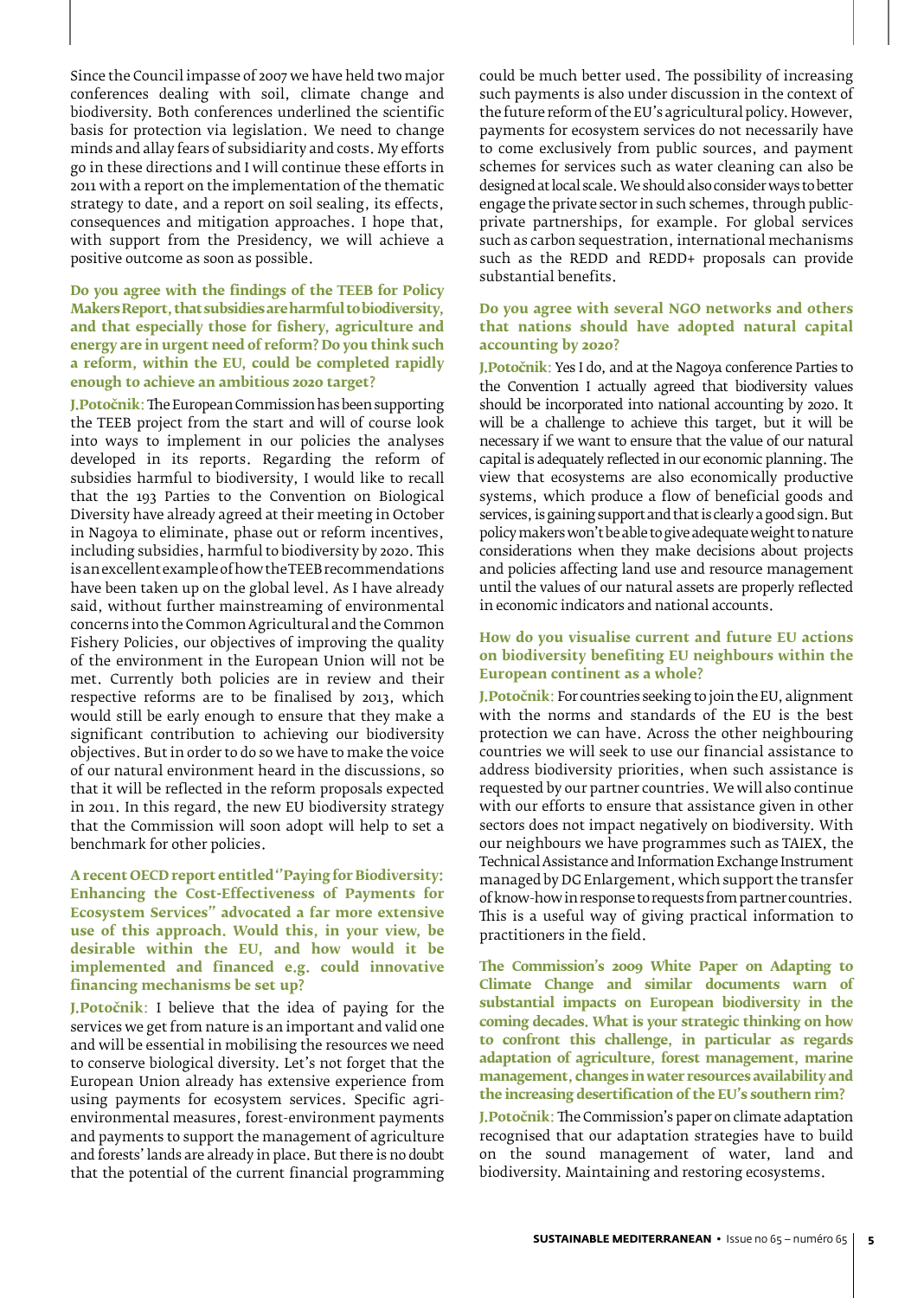Since the Council impasse of 2007 we have held two major conferences dealing with soil, climate change and biodiversity. Both conferences underlined the scientific basis for protection via legislation. We need to change minds and allay fears of subsidiarity and costs. My efforts go in these directions and I will continue these efforts in 2011 with a report on the implementation of the thematic strategy to date, and a report on soil sealing, its effects, consequences and mitigation approaches. I hope that, with support from the Presidency, we will achieve a positive outcome as soon as possible.

**Do you agree with the findings of the TEEB for Policy Makers Report, that subsidies are harmful to biodiversity, and that especially those for fishery, agriculture and energy are in urgent need of reform? Do you think such a reform, within the EU, could be completed rapidly enough to achieve an ambitious 2020 target?**

**J.Potočnik:** The European Commission has been supporting the TEEB project from the start and will of course look into ways to implement in our policies the analyses developed in its reports. Regarding the reform of subsidies harmful to biodiversity, I would like to recall that the 193 Parties to the Convention on Biological Diversity have already agreed at their meeting in October in Nagoya to eliminate, phase out or reform incentives, including subsidies, harmful to biodiversity by 2020. This is an excellent example of how the TEEB recommendations have been taken up on the global level. As I have already said, without further mainstreaming of environmental concerns into the Common Agricultural and the Common Fishery Policies, our objectives of improving the quality of the environment in the European Union will not be met. Currently both policies are in review and their respective reforms are to be finalised by 2013, which would still be early enough to ensure that they make a significant contribution to achieving our biodiversity objectives. But in order to do so we have to make the voice of our natural environment heard in the discussions, so that it will be reflected in the reform proposals expected in 2011. In this regard, the new EU biodiversity strategy that the Commission will soon adopt will help to set a benchmark for other policies.

**A recent OECD report entitled "Paying for Biodiversity: Enhancing the Cost-Effectiveness of Payments for Ecosystem Services" advocated a far more extensive use of this approach. Would this, in your view, be desirable within the EU, and how would it be implemented and financed e.g. could innovative financing mechanisms be set up?**

**J.Potočnik:** I believe that the idea of paying for the services we get from nature is an important and valid one and will be essential in mobilising the resources we need to conserve biological diversity. Let's not forget that the European Union already has extensive experience from using payments for ecosystem services. Specific agri-environmental measures, forest-environment payments and payments to support the management of agriculture and forests' lands are already in place. But there is no doubt that the potential of the current financial programming could be much better used. The possibility of increasing such payments is also under discussion in the context of the future reform of the EU's agricultural policy. However, payments for ecosystem services do not necessarily have to come exclusively from public sources, and payment schemes for services such as water cleaning can also be designed at local scale. We should also consider ways to better engage the private sector in such schemes, through public-private partnerships, for example. For global services such as carbon sequestration, international mechanisms such as the REDD and REDD+ proposals can provide substantial benefits.

**Do you agree with several NGO networks and others that nations should have adopted natural capital accounting by 2020?**

**J.Potočnik:** Yes I do, and at the Nagoya conference Parties to the Convention I actually agreed that biodiversity values should be incorporated into national accounting by 2020. It will be a challenge to achieve this target, but it will be necessary if we want to ensure that the value of our natural capital is adequately reflected in our economic planning. The view that ecosystems are also economically productive systems, which produce a flow of beneficial goods and services, is gaining support and that is clearly a good sign. But policy makers won't be able to give adequate weight to nature considerations when they make decisions about projects and policies affecting land use and resource management until the values of our natural assets are properly reflected in economic indicators and national accounts.

**How do you visualise current and future EU actions on biodiversity benefiting EU neighbours within the European continent as a whole?**

**J.Potočnik:** For countries seeking to join the EU, alignment with the norms and standards of the EU is the best protection we can have. Across the other neighbouring countries we will seek to use our financial assistance to address biodiversity priorities, when such assistance is requested by our partner countries. We will also continue with our efforts to ensure that assistance given in other sectors does not impact negatively on biodiversity. With our neighbours we have programmes such as TAIEX, the Technical Assistance and Information Exchange Instrument managed by DG Enlargement, which support the transfer of know-how in response to requests from partner countries. This is a useful way of giving practical information to practitioners in the field.

**The Commission's 2009 White Paper on Adapting to Climate Change and similar documents warn of substantial impacts on European biodiversity in the coming decades. What is your strategic thinking on how to confront this challenge, in particular as regards adaptation of agriculture, forest management, marine management, changes in water resources availability and the increasing desertification of the EU's southern rim?**

**J.Potočnik:** The Commission's paper on climate adaptation recognised that our adaptation strategies have to build on the sound management of water, land and biodiversity. Maintaining and restoring ecosystems.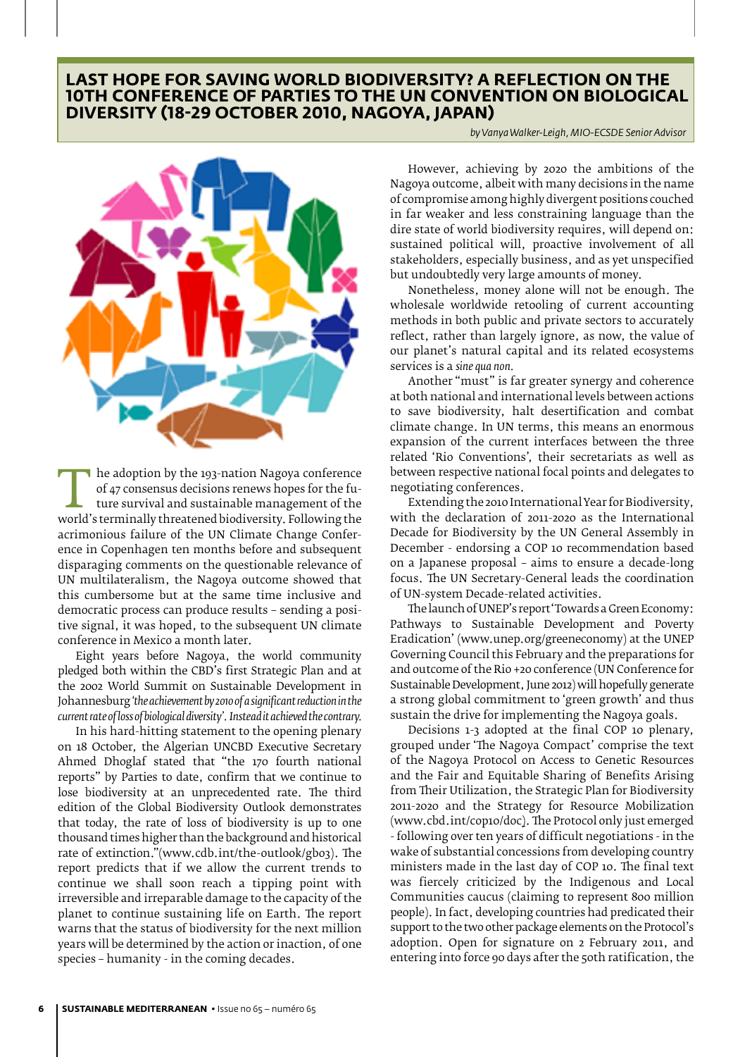# LAST HOPE FOR SAVING WORLD BIODIVERSITY? A REFLECTION ON THE 10TH CONFERENCE OF PARTIES TO THE UN CONVENTION ON BIOLOGICAL DIVERSITY (18-29 OCTOBER 2010, NAGOYA, JAPAN)

*by Vanya Walker-Leigh, MIO-ECSDE Senior Advisor*

The adoption by the 193-nation Nagoya conference of 47 consensus decisions renews hopes for the future survival and sustainable management of the world's terminally threatened biodiversity. Following the acrimonious failure of the UN Climate Change Conference in Copenhagen ten months before and subsequent disparaging comments on the questionable relevance of UN multilateralism, the Nagoya outcome showed that this cumbersome but at the same time inclusive and democratic process can produce results – sending a positive signal, it was hoped, to the subsequent UN climate conference in Mexico a month later.

Eight years before Nagoya, the world community pledged both within the CBD's first Strategic Plan and at the 2002 World Summit on Sustainable Development in Johannesburg *'the achievement by 2010 of a significant reduction in the current rate of loss of biological diversity'. Instead it achieved the contrary.*

In his hard-hitting statement to the opening plenary on 18 October, the Algerian UNCBD Executive Secretary Ahmed Dhoglaf stated that "the 170 fourth national reports" by Parties to date, confirm that we continue to lose biodiversity at an unprecedented rate. The third edition of the Global Biodiversity Outlook demonstrates that today, the rate of loss of biodiversity is up to one thousand times higher than the background and historical rate of extinction."(www.cdb.int/the-outlook/gbo3). The report predicts that if we allow the current trends to continue we shall soon reach a tipping point with irreversible and irreparable damage to the capacity of the planet to continue sustaining life on Earth. The report warns that the status of biodiversity for the next million years will be determined by the action or inaction, of one species – humanity - in the coming decades.

However, achieving by 2020 the ambitions of the Nagoya outcome, albeit with many decisions in the name of compromise among highly divergent positions couched in far weaker and less constraining language than the dire state of world biodiversity requires, will depend on: sustained political will, proactive involvement of all stakeholders, especially business, and as yet unspecified but undoubtedly very large amounts of money.

Nonetheless, money alone will not be enough. The wholesale worldwide retooling of current accounting methods in both public and private sectors to accurately reflect, rather than largely ignore, as now, the value of our planet's natural capital and its related ecosystems services is a *sine qua non.*

Another "must" is far greater synergy and coherence at both national and international levels between actions to save biodiversity, halt desertification and combat climate change. In UN terms, this means an enormous expansion of the current interfaces between the three related 'Rio Conventions', their secretariats as well as between respective national focal points and delegates to negotiating conferences.

Extending the 2010 International Year for Biodiversity, with the declaration of 2011-2020 as the International Decade for Biodiversity by the UN General Assembly in December - endorsing a COP 10 recommendation based on a Japanese proposal – aims to ensure a decade-long focus. The UN Secretary-General leads the coordination of UN-system Decade-related activities.

The launch of UNEP's report 'Towards a Green Economy: Pathways to Sustainable Development and Poverty Eradication' (www.unep.org/greeneconomy) at the UNEP Governing Council this February and the preparations for and outcome of the Rio +20 conference (UN Conference for Sustainable Development, June 2012) will hopefully generate a strong global commitment to 'green growth' and thus sustain the drive for implementing the Nagoya goals.

Decisions 1-3 adopted at the final COP 10 plenary, grouped under 'The Nagoya Compact' comprise the text of the Nagoya Protocol on Access to Genetic Resources and the Fair and Equitable Sharing of Benefits Arising from Their Utilization, the Strategic Plan for Biodiversity 2011-2020 and the Strategy for Resource Mobilization (www.cbd.int/cop10/doc). The Protocol only just emerged - following over ten years of difficult negotiations - in the wake of substantial concessions from developing country ministers made in the last day of COP 10. The final text was fiercely criticized by the Indigenous and Local Communities caucus (claiming to represent 800 million people). In fact, developing countries had predicated their support to the two other package elements on the Protocol's adoption. Open for signature on 2 February 2011, and entering into force 90 days after the 50th ratification, the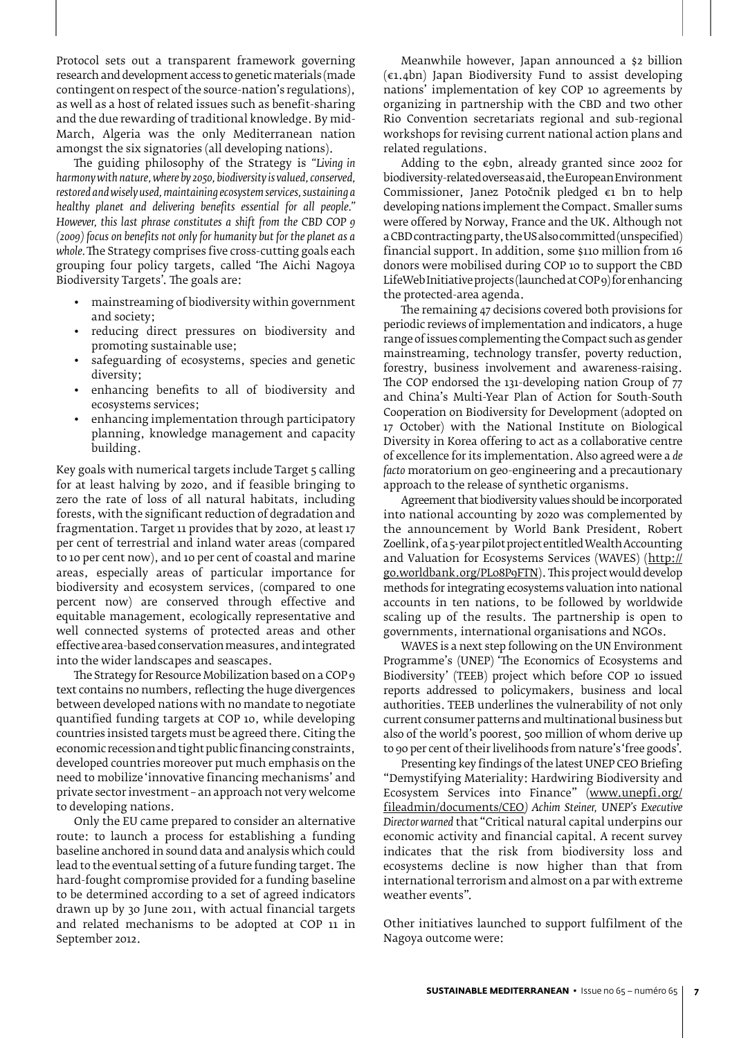Protocol sets out a transparent framework governing research and development access to genetic materials (made contingent on respect of the source-nation's regulations), as well as a host of related issues such as benefit-sharing and the due rewarding of traditional knowledge. By mid-March, Algeria was the only Mediterranean nation amongst the six signatories (all developing nations).

The guiding philosophy of the Strategy is *"Living in harmony with nature, where by 2050, biodiversity is valued, conserved, restored and wisely used, maintaining ecosystem services, sustaining a healthy planet and delivering benefits essential for all people." However, this last phrase constitutes a shift from the CBD COP 9 (2009) focus on benefits not only for humanity but for the planet as a whole.* The Strategy comprises five cross-cutting goals each grouping four policy targets, called 'The Aichi Nagoya Biodiversity Targets'. The goals are:

- mainstreaming of biodiversity within government and society;
- reducing direct pressures on biodiversity and promoting sustainable use;
- safeguarding of ecosystems, species and genetic diversity;
- enhancing benefits to all of biodiversity and ecosystems services;
- enhancing implementation through participatory planning, knowledge management and capacity building.

Key goals with numerical targets include Target 5 calling for at least halving by 2020, and if feasible bringing to zero the rate of loss of all natural habitats, including forests, with the significant reduction of degradation and fragmentation. Target 11 provides that by 2020, at least 17 per cent of terrestrial and inland water areas (compared to 10 per cent now), and 10 per cent of coastal and marine areas, especially areas of particular importance for biodiversity and ecosystem services, (compared to one percent now) are conserved through effective and equitable management, ecologically representative and well connected systems of protected areas and other effective area-based conservation measures, and integrated into the wider landscapes and seascapes.

The Strategy for Resource Mobilization based on a COP 9 text contains no numbers, reflecting the huge divergences between developed nations with no mandate to negotiate quantified funding targets at COP 10, while developing countries insisted targets must be agreed there. Citing the economic recession and tight public financing constraints, developed countries moreover put much emphasis on the need to mobilize 'innovative financing mechanisms' and private sector investment – an approach not very welcome to developing nations.

Only the EU came prepared to consider an alternative route: to launch a process for establishing a funding baseline anchored in sound data and analysis which could lead to the eventual setting of a future funding target. The hard-fought compromise provided for a funding baseline to be determined according to a set of agreed indicators drawn up by 30 June 2011, with actual financial targets and related mechanisms to be adopted at COP 11 in September 2012.

Meanwhile however, Japan announced a $2 billion (€1.4bn) Japan Biodiversity Fund to assist developing nations' implementation of key COP 10 agreements by organizing in partnership with the CBD and two other Rio Convention secretariats regional and sub-regional workshops for revising current national action plans and related regulations.

Adding to the €9bn, already granted since 2002 for biodiversity-related overseas aid, the European Environment Commissioner, Janez Potočnik pledged €1 bn to help developing nations implement the Compact. Smaller sums were offered by Norway, France and the UK. Although not a CBD contracting party, the US also committed (unspecified) financial support. In addition, some $110 million from 16 donors were mobilised during COP 10 to support the CBD LifeWeb Initiative projects (launched at COP 9) for enhancing the protected-area agenda.

The remaining 47 decisions covered both provisions for periodic reviews of implementation and indicators, a huge range of issues complementing the Compact such as gender mainstreaming, technology transfer, poverty reduction, forestry, business involvement and awareness-raising. The COP endorsed the 131-developing nation Group of 77 and China's Multi-Year Plan of Action for South-South Cooperation on Biodiversity for Development (adopted on 17 October) with the National Institute on Biological Diversity in Korea offering to act as a collaborative centre of excellence for its implementation. Also agreed were a *de facto* moratorium on geo-engineering and a precautionary approach to the release of synthetic organisms.

Agreement that biodiversity values should be incorporated into national accounting by 2020 was complemented by the announcement by World Bank President, Robert Zoellink, of a 5-year pilot project entitled Wealth Accounting and Valuation for Ecosystems Services (WAVES) (http://go.worldbank.org/PL08P9FTN). This project would develop methods for integrating ecosystems valuation into national accounts in ten nations, to be followed by worldwide scaling up of the results. The partnership is open to governments, international organisations and NGOs.

WAVES is a next step following on the UN Environment Programme's (UNEP) 'The Economics of Ecosystems and Biodiversity' (TEEB) project which before COP 10 issued reports addressed to policymakers, business and local authorities. TEEB underlines the vulnerability of not only current consumer patterns and multinational business but also of the world's poorest, 500 million of whom derive up to 90 per cent of their livelihoods from nature's 'free goods'.

Presenting key findings of the latest UNEP CEO Briefing "Demystifying Materiality: Hardwiring Biodiversity and Ecosystem Services into Finance" (www.unepfi.org/fileadmin/documents/CEO*) Achim Steiner, UNEP's Executive Director warned* that "Critical natural capital underpins our economic activity and financial capital. A recent survey indicates that the risk from biodiversity loss and ecosystems decline is now higher than that from international terrorism and almost on a par with extreme weather events".

Other initiatives launched to support fulfilment of the Nagoya outcome were: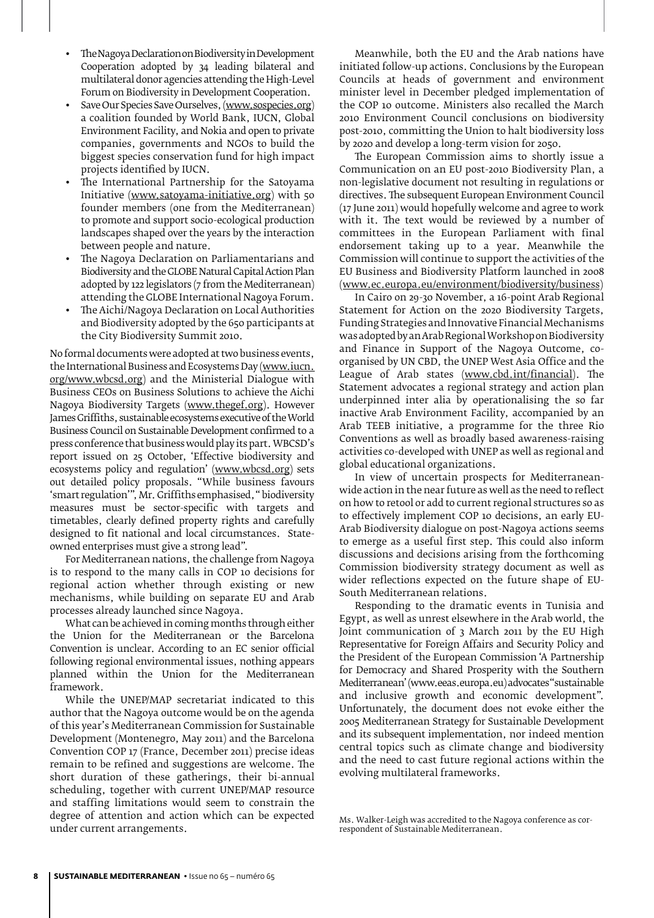- The Nagoya Declaration on Biodiversity in Development Cooperation adopted by 34 leading bilateral and multilateral donor agencies attending the High-Level Forum on Biodiversity in Development Cooperation.
- Save Our Species Save Ourselves, (www.sospecies.org) a coalition founded by World Bank, IUCN, Global Environment Facility, and Nokia and open to private companies, governments and NGOs to build the biggest species conservation fund for high impact projects identified by IUCN.
- The International Partnership for the Satoyama Initiative (www.satoyama-initiative.org) with 50 founder members (one from the Mediterranean) to promote and support socio-ecological production landscapes shaped over the years by the interaction between people and nature.
- The Nagoya Declaration on Parliamentarians and Biodiversity and the GLOBE Natural Capital Action Plan adopted by 122 legislators (7 from the Mediterranean) attending the GLOBE International Nagoya Forum.
- The Aichi/Nagoya Declaration on Local Authorities and Biodiversity adopted by the 650 participants at the City Biodiversity Summit 2010.

No formal documents were adopted at two business events, the International Business and Ecosystems Day (www.iucn.org/www.wbcsd.org) and the Ministerial Dialogue with Business CEOs on Business Solutions to achieve the Aichi Nagoya Biodiversity Targets (www.thegef.org). However James Griffiths, sustainable ecosystems executive of the World Business Council on Sustainable Development confirmed to a press conference that business would play its part. WBCSD's report issued on 25 October, 'Effective biodiversity and ecosystems policy and regulation' (www.wbcsd.org) sets out detailed policy proposals. "While business favours 'smart regulation'", Mr. Griffiths emphasised, " biodiversity measures must be sector-specific with targets and timetables, clearly defined property rights and carefully designed to fit national and local circumstances. State-owned enterprises must give a strong lead".

For Mediterranean nations, the challenge from Nagoya is to respond to the many calls in COP 10 decisions for regional action whether through existing or new mechanisms, while building on separate EU and Arab processes already launched since Nagoya.

What can be achieved in coming months through either the Union for the Mediterranean or the Barcelona Convention is unclear. According to an EC senior official following regional environmental issues, nothing appears planned within the Union for the Mediterranean framework.

While the UNEP/MAP secretariat indicated to this author that the Nagoya outcome would be on the agenda of this year's Mediterranean Commission for Sustainable Development (Montenegro, May 2011) and the Barcelona Convention COP 17 (France, December 2011) precise ideas remain to be refined and suggestions are welcome. The short duration of these gatherings, their bi-annual scheduling, together with current UNEP/MAP resource and staffing limitations would seem to constrain the degree of attention and action which can be expected under current arrangements.

Meanwhile, both the EU and the Arab nations have initiated follow-up actions. Conclusions by the European Councils at heads of government and environment minister level in December pledged implementation of the COP 10 outcome. Ministers also recalled the March 2010 Environment Council conclusions on biodiversity post-2010, committing the Union to halt biodiversity loss by 2020 and develop a long-term vision for 2050.

The European Commission aims to shortly issue a Communication on an EU post-2010 Biodiversity Plan, a non-legislative document not resulting in regulations or directives. The subsequent European Environment Council (17 June 2011) would hopefully welcome and agree to work with it. The text would be reviewed by a number of committees in the European Parliament with final endorsement taking up to a year. Meanwhile the Commission will continue to support the activities of the EU Business and Biodiversity Platform launched in 2008 (www.ec.europa.eu/environment/biodiversity/business)

In Cairo on 29-30 November, a 16-point Arab Regional Statement for Action on the 2020 Biodiversity Targets, Funding Strategies and Innovative Financial Mechanisms was adopted by an Arab Regional Workshop on Biodiversity and Finance in Support of the Nagoya Outcome, co-organised by UN CBD, the UNEP West Asia Office and the League of Arab states (www.cbd.int/financial). The Statement advocates a regional strategy and action plan underpinned inter alia by operationalising the so far inactive Arab Environment Facility, accompanied by an Arab TEEB initiative, a programme for the three Rio Conventions as well as broadly based awareness-raising activities co-developed with UNEP as well as regional and global educational organizations.

In view of uncertain prospects for Mediterranean-wide action in the near future as well as the need to reflect on how to retool or add to current regional structures so as to effectively implement COP 10 decisions, an early EU-Arab Biodiversity dialogue on post-Nagoya actions seems to emerge as a useful first step. This could also inform discussions and decisions arising from the forthcoming Commission biodiversity strategy document as well as wider reflections expected on the future shape of EU-South Mediterranean relations.

Responding to the dramatic events in Tunisia and Egypt, as well as unrest elsewhere in the Arab world, the Joint communication of 3 March 2011 by the EU High Representative for Foreign Affairs and Security Policy and the President of the European Commission 'A Partnership for Democracy and Shared Prosperity with the Southern Mediterranean' (www.eeas.europa.eu) advocates "sustainable and inclusive growth and economic development". Unfortunately, the document does not evoke either the 2005 Mediterranean Strategy for Sustainable Development and its subsequent implementation, nor indeed mention central topics such as climate change and biodiversity and the need to cast future regional actions within the evolving multilateral frameworks.

Ms. Walker-Leigh was accredited to the Nagoya conference as correspondent of Sustainable Mediterranean.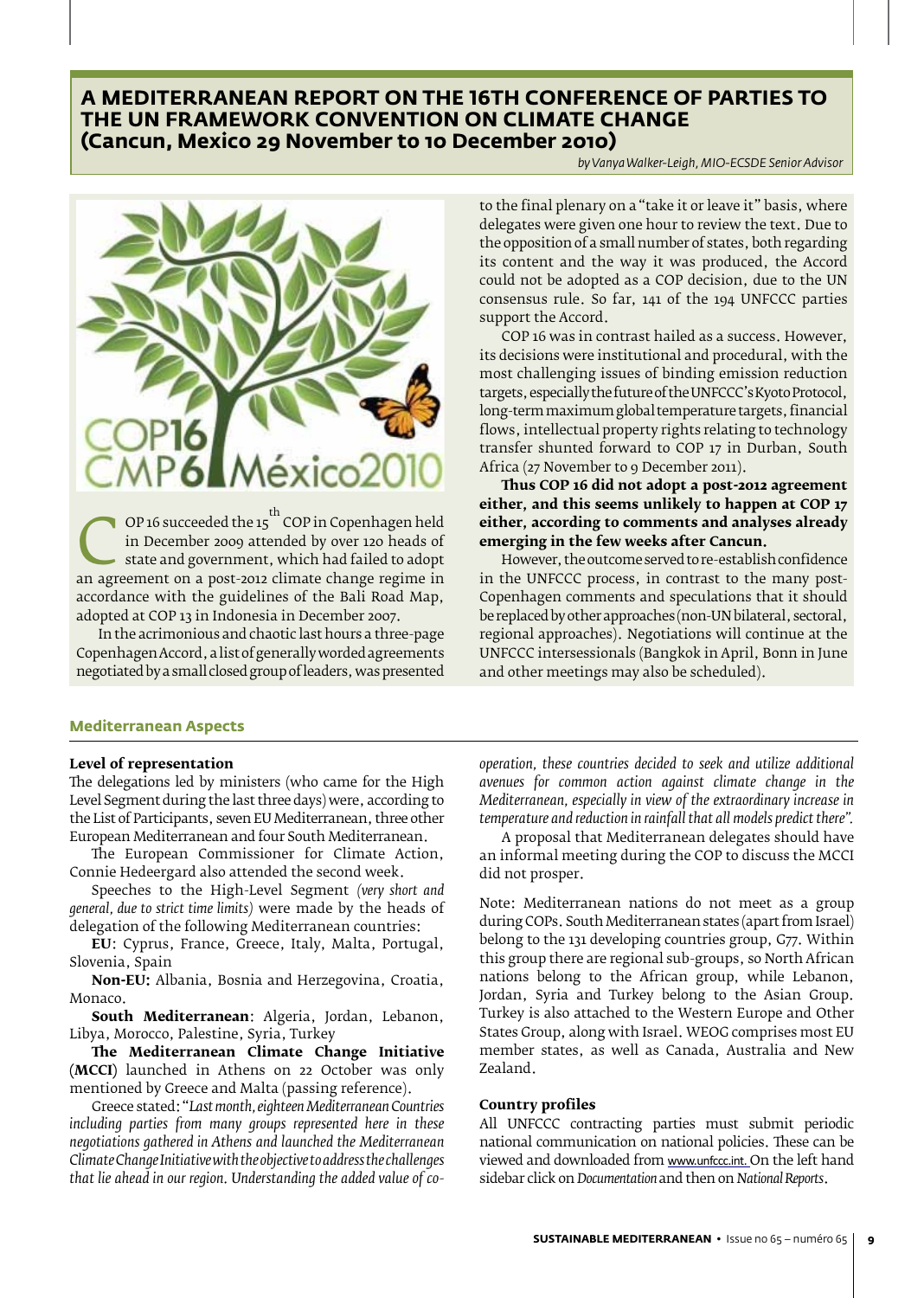# A MEDITERRANEAN REPORT ON THE 16TH CONFERENCE OF PARTIES TO THE UN FRAMEWORK CONVENTION ON CLIMATE CHANGE (Cancun, Mexico 29 November to 10 December 2010)

*by Vanya Walker-Leigh, MIO-ECSDE Senior Advisor*

COP 16 succeeded the 15th COP in Copenhagen held in December 2009 attended by over 120 heads of state and government, which had failed to adopt an agreement on a post-2012 climate change regime in accordance with the guidelines of the Bali Road Map, adopted at COP 13 in Indonesia in December 2007.

In the acrimonious and chaotic last hours a three-page Copenhagen Accord, a list of generally worded agreements negotiated by a small closed group of leaders, was presented to the final plenary on a "take it or leave it" basis, where delegates were given one hour to review the text. Due to the opposition of a small number of states, both regarding its content and the way it was produced, the Accord could not be adopted as a COP decision, due to the UN consensus rule. So far, 141 of the 194 UNFCCC parties support the Accord.

COP 16 was in contrast hailed as a success. However, its decisions were institutional and procedural, with the most challenging issues of binding emission reduction targets, especially the future of the UNFCCC's Kyoto Protocol, long-term maximum global temperature targets, financial flows, intellectual property rights relating to technology transfer shunted forward to COP 17 in Durban, South Africa (27 November to 9 December 2011).

**Thus COP 16 did not adopt a post-2012 agreement either, and this seems unlikely to happen at COP 17 either, according to comments and analyses already emerging in the few weeks after Cancun.**

However, the outcome served to re-establish confidence in the UNFCCC process, in contrast to the many post-Copenhagen comments and speculations that it should be replaced by other approaches (non-UN bilateral, sectoral, regional approaches). Negotiations will continue at the UNFCCC intersessionals (Bangkok in April, Bonn in June and other meetings may also be scheduled).

## Mediterranean Aspects

### Level of representation

The delegations led by ministers (who came for the High Level Segment during the last three days) were, according to the List of Participants, seven EU Mediterranean, three other European Mediterranean and four South Mediterranean.

The European Commissioner for Climate Action, Connie Hedeergard also attended the second week.

Speeches to the High-Level Segment *(very short and general, due to strict time limits)* were made by the heads of delegation of the following Mediterranean countries:

**EU**: Cyprus, France, Greece, Italy, Malta, Portugal, Slovenia, Spain

**Non-EU:** Albania, Bosnia and Herzegovina, Croatia, Monaco.

**South Mediterranean**: Algeria, Jordan, Lebanon, Libya, Morocco, Palestine, Syria, Turkey

**The Mediterranean Climate Change Initiative** (**MCCI**) launched in Athens on 22 October was only mentioned by Greece and Malta (passing reference).

Greece stated: "*Last month, eighteen Mediterranean Countries including parties from many groups represented here in these negotiations gathered in Athens and launched the Mediterranean Climate Change Initiative with the objective to address the challenges that lie ahead in our region. Understanding the added value of co-operation, these countries decided to seek and utilize additional avenues for common action against climate change in the Mediterranean, especially in view of the extraordinary increase in temperature and reduction in rainfall that all models predict there".*

A proposal that Mediterranean delegates should have an informal meeting during the COP to discuss the MCCI did not prosper.

Note: Mediterranean nations do not meet as a group during COPs. South Mediterranean states (apart from Israel) belong to the 131 developing countries group, G77. Within this group there are regional sub-groups, so North African nations belong to the African group, while Lebanon, Jordan, Syria and Turkey belong to the Asian Group. Turkey is also attached to the Western Europe and Other States Group, along with Israel. WEOG comprises most EU member states, as well as Canada, Australia and New Zealand.

### Country profiles

All UNFCCC contracting parties must submit periodic national communication on national policies. These can be viewed and downloaded from www.unfccc.int. On the left hand sidebar click on *Documentation* and then on *National Reports*.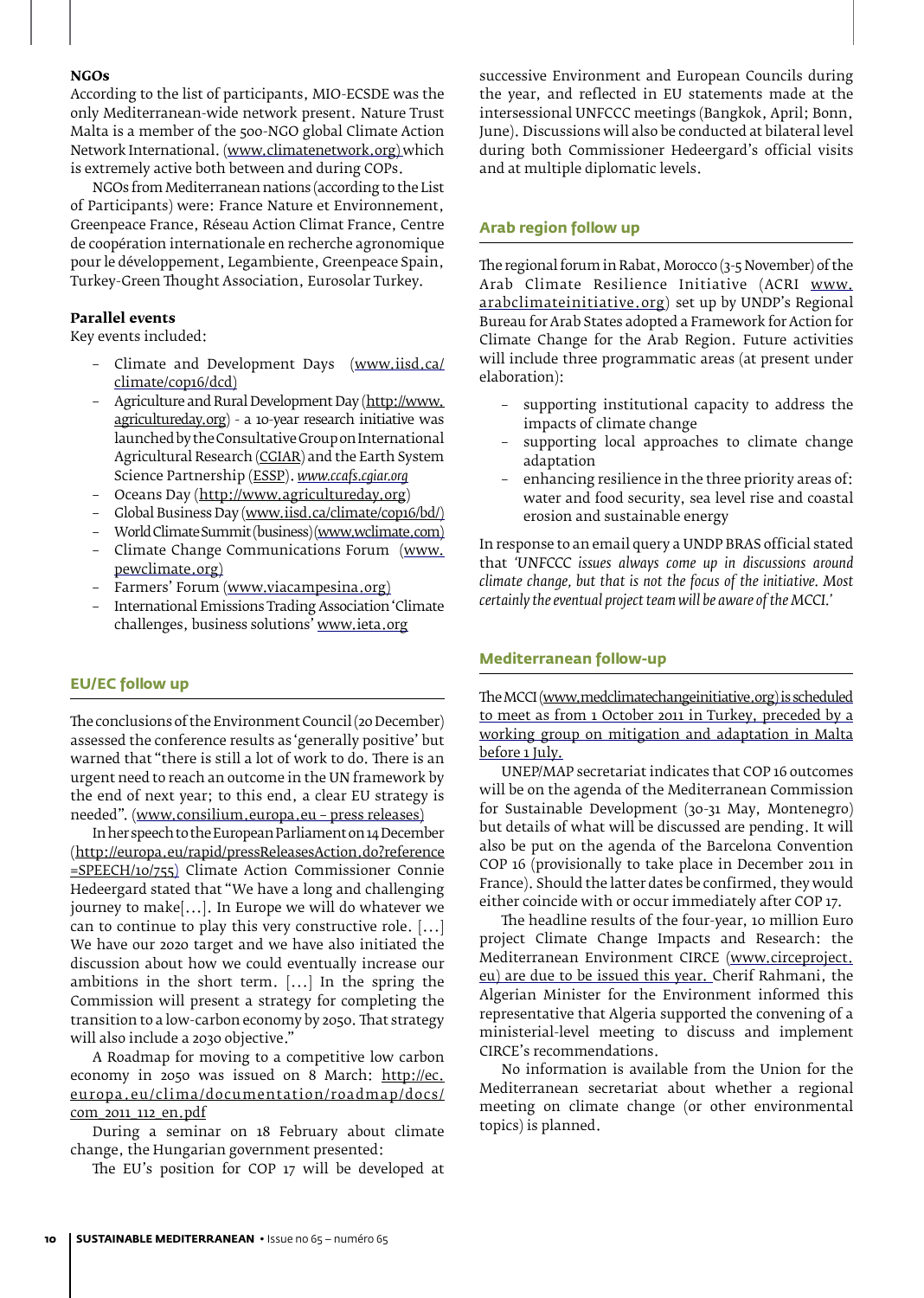**NGOs**

According to the list of participants, MIO-ECSDE was the only Mediterranean-wide network present. Nature Trust Malta is a member of the 500-NGO global Climate Action Network International. (www.climatenetwork.org) which is extremely active both between and during COPs.

NGOs from Mediterranean nations (according to the List of Participants) were: France Nature et Environnement, Greenpeace France, Réseau Action Climat France, Centre de coopération internationale en recherche agronomique pour le développement, Legambiente, Greenpeace Spain, Turkey-Green Thought Association, Eurosolar Turkey.

**Parallel events**

Key events included:

- Climate and Development Days (www.iisd.ca/climate/cop16/dcd)
- Agriculture and Rural Development Day (http://www.agricultureday.org) - a 10-year research initiative was launched by the Consultative Group on International Agricultural Research (CGIAR) and the Earth System Science Partnership (ESSP). *www.ccafs.cgiar.org*
- Oceans Day (http://www.agricultureday.org)
- Global Business Day (www.iisd.ca/climate/cop16/bd/)
- World Climate Summit (business) (www.wclimate.com)
- Climate Change Communications Forum (www.pewclimate.org)
- Farmers' Forum (www.viacampesina.org)
- International Emissions Trading Association 'Climate challenges, business solutions' www.ieta.org

## EU/EC follow up

The conclusions of the Environment Council (20 December) assessed the conference results as 'generally positive' but warned that "there is still a lot of work to do. There is an urgent need to reach an outcome in the UN framework by the end of next year; to this end, a clear EU strategy is needed". (www.consilium.europa.eu – press releases)

In her speech to the European Parliament on 14 December (http://europa.eu/rapid/pressReleasesAction.do?reference=SPEECH/10/755) Climate Action Commissioner Connie Hedeergard stated that "We have a long and challenging journey to make[…]. In Europe we will do whatever we can to continue to play this very constructive role. […] We have our 2020 target and we have also initiated the discussion about how we could eventually increase our ambitions in the short term. […] In the spring the Commission will present a strategy for completing the transition to a low-carbon economy by 2050. That strategy will also include a 2030 objective."

A Roadmap for moving to a competitive low carbon economy in 2050 was issued on 8 March: http://ec.europa.eu/clima/documentation/roadmap/docs/com_2011_112_en.pdf

During a seminar on 18 February about climate change, the Hungarian government presented:

The EU's position for COP 17 will be developed at successive Environment and European Councils during the year, and reflected in EU statements made at the intersessional UNFCCC meetings (Bangkok, April; Bonn, June). Discussions will also be conducted at bilateral level during both Commissioner Hedeergard's official visits and at multiple diplomatic levels.

## Arab region follow up

The regional forum in Rabat, Morocco (3-5 November) of the Arab Climate Resilience Initiative (ACRI www.arabclimateinitiative.org) set up by UNDP's Regional Bureau for Arab States adopted a Framework for Action for Climate Change for the Arab Region. Future activities will include three programmatic areas (at present under elaboration):

- supporting institutional capacity to address the impacts of climate change
- supporting local approaches to climate change adaptation
- enhancing resilience in the three priority areas of: water and food security, sea level rise and coastal erosion and sustainable energy

In response to an email query a UNDP BRAS official stated that *'UNFCCC issues always come up in discussions around climate change, but that is not the focus of the initiative. Most certainly the eventual project team will be aware of the MCCI.'*

## Mediterranean follow-up

The MCCI (www.medclimatechangeinitiative.org) is scheduled to meet as from 1 October 2011 in Turkey, preceded by a working group on mitigation and adaptation in Malta before 1 July.

UNEP/MAP secretariat indicates that COP 16 outcomes will be on the agenda of the Mediterranean Commission for Sustainable Development (30-31 May, Montenegro) but details of what will be discussed are pending. It will also be put on the agenda of the Barcelona Convention COP 16 (provisionally to take place in December 2011 in France). Should the latter dates be confirmed, they would either coincide with or occur immediately after COP 17.

The headline results of the four-year, 10 million Euro project Climate Change Impacts and Research: the Mediterranean Environment CIRCE (www.circeproject.eu) are due to be issued this year. Cherif Rahmani, the Algerian Minister for the Environment informed this representative that Algeria supported the convening of a ministerial-level meeting to discuss and implement CIRCE's recommendations.

No information is available from the Union for the Mediterranean secretariat about whether a regional meeting on climate change (or other environmental topics) is planned.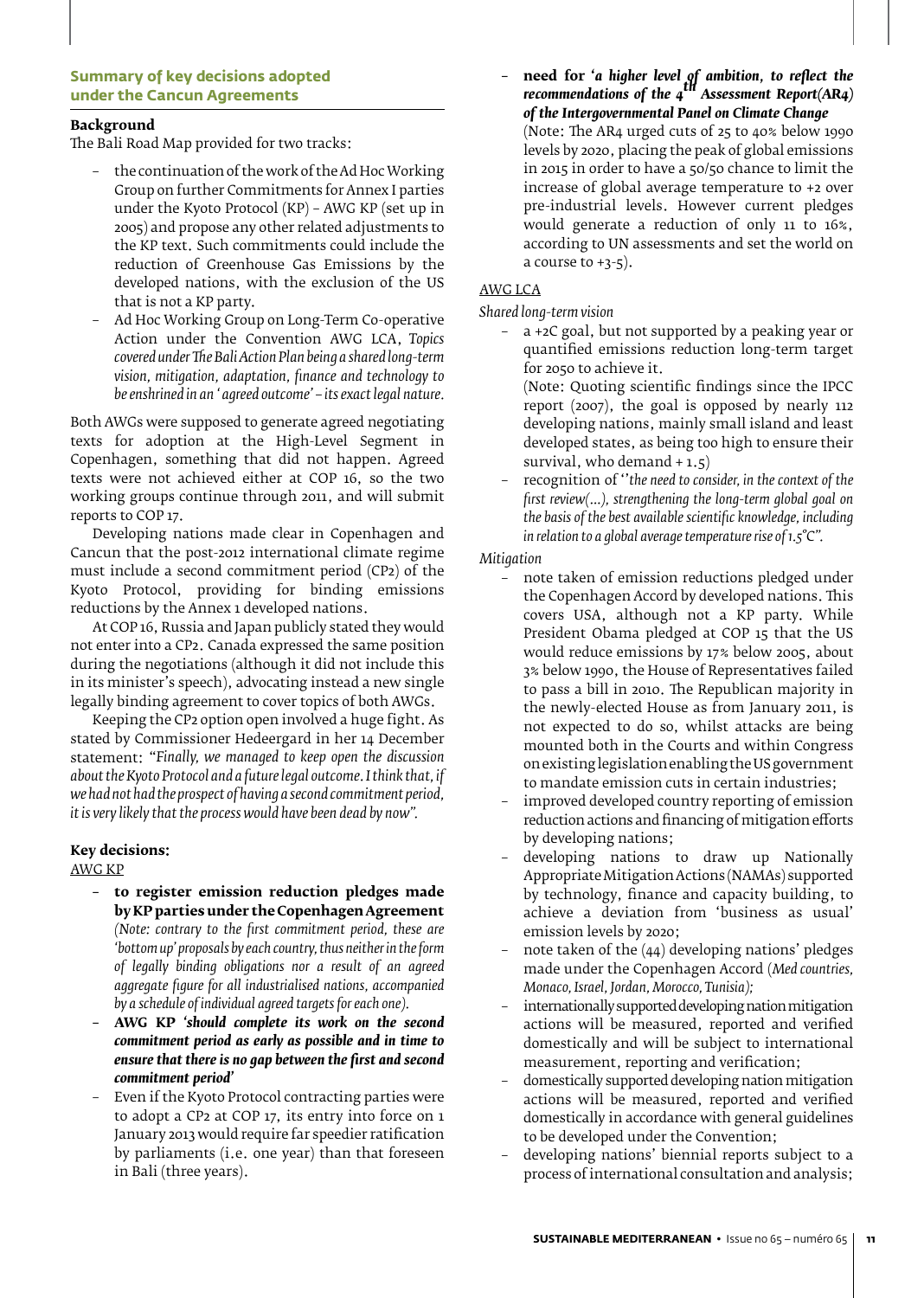## Summary of key decisions adopted under the Cancun Agreements

**Background**

The Bali Road Map provided for two tracks:

- the continuation of the work of the Ad Hoc Working Group on further Commitments for Annex I parties under the Kyoto Protocol (KP) – AWG KP (set up in 2005) and propose any other related adjustments to the KP text. Such commitments could include the reduction of Greenhouse Gas Emissions by the developed nations, with the exclusion of the US that is not a KP party.
- Ad Hoc Working Group on Long-Term Co-operative Action under the Convention AWG LCA, *Topics covered under The Bali Action Plan being a shared long-term vision, mitigation, adaptation, finance and technology to be enshrined in an 'agreed outcome' – its exact legal nature.*

Both AWGs were supposed to generate agreed negotiating texts for adoption at the High-Level Segment in Copenhagen, something that did not happen. Agreed texts were not achieved either at COP 16, so the two working groups continue through 2011, and will submit reports to COP 17.

Developing nations made clear in Copenhagen and Cancun that the post-2012 international climate regime must include a second commitment period (CP2) of the Kyoto Protocol, providing for binding emissions reductions by the Annex 1 developed nations.

At COP 16, Russia and Japan publicly stated they would not enter into a CP2. Canada expressed the same position during the negotiations (although it did not include this in its minister's speech), advocating instead a new single legally binding agreement to cover topics of both AWGs.

Keeping the CP2 option open involved a huge fight. As stated by Commissioner Hedeergard in her 14 December statement: *"Finally, we managed to keep open the discussion about the Kyoto Protocol and a future legal outcome. I think that, if we had not had the prospect of having a second commitment period, it is very likely that the process would have been dead by now".*

**Key decisions:**

AWG KP

- **to register emission reduction pledges made by KP parties under the Copenhagen Agreement** *(Note: contrary to the first commitment period, these are 'bottom up' proposals by each country, thus neither in the form of legally binding obligations nor a result of an agreed aggregate figure for all industrialised nations, accompanied by a schedule of individual agreed targets for each one).*
- **AWG KP** ***'should complete its work on the second commitment period as early as possible and in time to ensure that there is no gap between the first and second commitment period'***
- Even if the Kyoto Protocol contracting parties were to adopt a CP2 at COP 17, its entry into force on 1 January 2013 would require far speedier ratification by parliaments (i.e. one year) than that foreseen in Bali (three years).
- **need for** ***'a higher level of ambition, to reflect the recommendations of the 4th Assessment Report(AR4) of the Intergovernmental Panel on Climate Change***
  (Note: The AR4 urged cuts of 25 to 40% below 1990 levels by 2020, placing the peak of global emissions in 2015 in order to have a 50/50 chance to limit the increase of global average temperature to +2 over pre-industrial levels. However current pledges would generate a reduction of only 11 to 16%, according to UN assessments and set the world on a course to +3-5).

AWG LCA

*Shared long-term vision*

- a +2C goal, but not supported by a peaking year or quantified emissions reduction long-term target for 2050 to achieve it.
  (Note: Quoting scientific findings since the IPCC report (2007), the goal is opposed by nearly 112 developing nations, mainly small island and least developed states, as being too high to ensure their survival, who demand + 1.5)
- recognition of *''the need to consider, in the context of the first review(...), strengthening the long-term global goal on the basis of the best available scientific knowledge, including in relation to a global average temperature rise of 1.5°C".*

*Mitigation*

- note taken of emission reductions pledged under the Copenhagen Accord by developed nations. This covers USA, although not a KP party. While President Obama pledged at COP 15 that the US would reduce emissions by 17% below 2005, about 3% below 1990, the House of Representatives failed to pass a bill in 2010. The Republican majority in the newly-elected House as from January 2011, is not expected to do so, whilst attacks are being mounted both in the Courts and within Congress on existing legislation enabling the US government to mandate emission cuts in certain industries;
- improved developed country reporting of emission reduction actions and financing of mitigation efforts by developing nations;
- developing nations to draw up Nationally Appropriate Mitigation Actions (NAMAs) supported by technology, finance and capacity building, to achieve a deviation from 'business as usual' emission levels by 2020;
- note taken of the (44) developing nations' pledges made under the Copenhagen Accord (*Med countries, Monaco, Israel, Jordan, Morocco, Tunisia);*
- internationally supported developing nation mitigation actions will be measured, reported and verified domestically and will be subject to international measurement, reporting and verification;
- domestically supported developing nation mitigation actions will be measured, reported and verified domestically in accordance with general guidelines to be developed under the Convention;
- developing nations' biennial reports subject to a process of international consultation and analysis;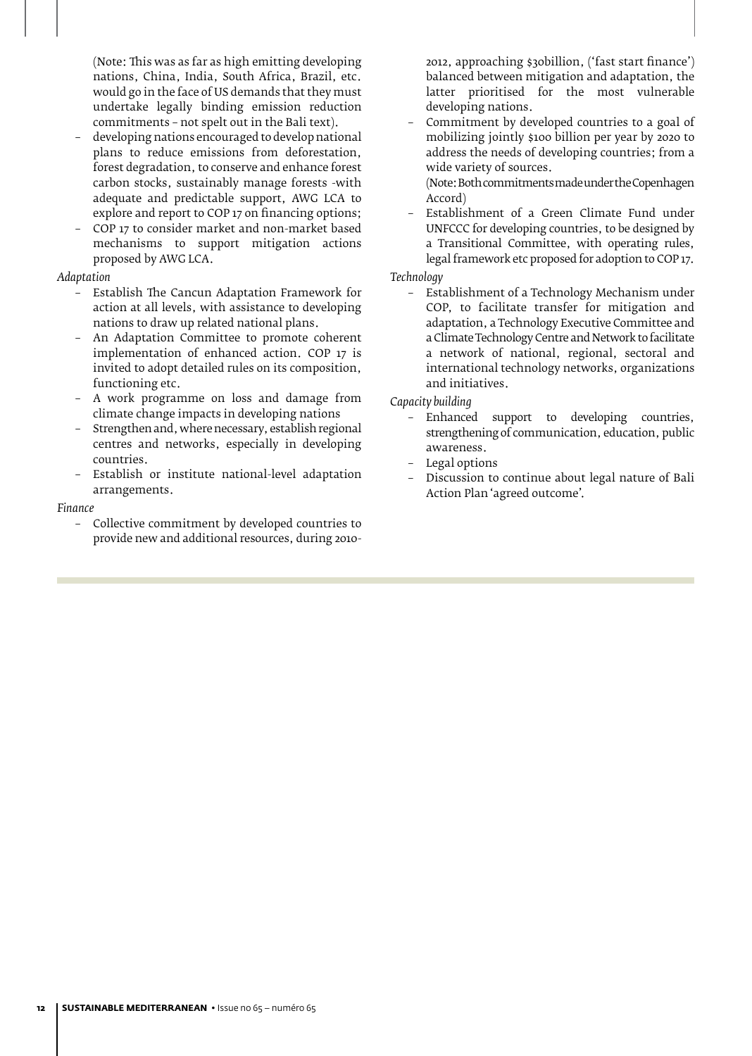(Note: This was as far as high emitting developing nations, China, India, South Africa, Brazil, etc. would go in the face of US demands that they must undertake legally binding emission reduction commitments – not spelt out in the Bali text).

- developing nations encouraged to develop national plans to reduce emissions from deforestation, forest degradation, to conserve and enhance forest carbon stocks, sustainably manage forests -with adequate and predictable support, AWG LCA to explore and report to COP 17 on financing options;
- COP 17 to consider market and non-market based mechanisms to support mitigation actions proposed by AWG LCA.

*Adaptation*

- Establish The Cancun Adaptation Framework for action at all levels, with assistance to developing nations to draw up related national plans.
- An Adaptation Committee to promote coherent implementation of enhanced action. COP 17 is invited to adopt detailed rules on its composition, functioning etc.
- A work programme on loss and damage from climate change impacts in developing nations
- Strengthen and, where necessary, establish regional centres and networks, especially in developing countries.
- Establish or institute national-level adaptation arrangements.

*Finance*

- Collective commitment by developed countries to provide new and additional resources, during 2010-2012, approaching $30billion, ('fast start finance') balanced between mitigation and adaptation, the latter prioritised for the most vulnerable developing nations.
- Commitment by developed countries to a goal of mobilizing jointly $100 billion per year by 2020 to address the needs of developing countries; from a wide variety of sources.
  (Note: Both commitments made under the Copenhagen Accord)
- Establishment of a Green Climate Fund under UNFCCC for developing countries, to be designed by a Transitional Committee, with operating rules, legal framework etc proposed for adoption to COP 17.

*Technology*

- Establishment of a Technology Mechanism under COP, to facilitate transfer for mitigation and adaptation, a Technology Executive Committee and a Climate Technology Centre and Network to facilitate a network of national, regional, sectoral and international technology networks, organizations and initiatives.

*Capacity building*

- Enhanced support to developing countries, strengthening of communication, education, public awareness.
- Legal options
- Discussion to continue about legal nature of Bali Action Plan 'agreed outcome'.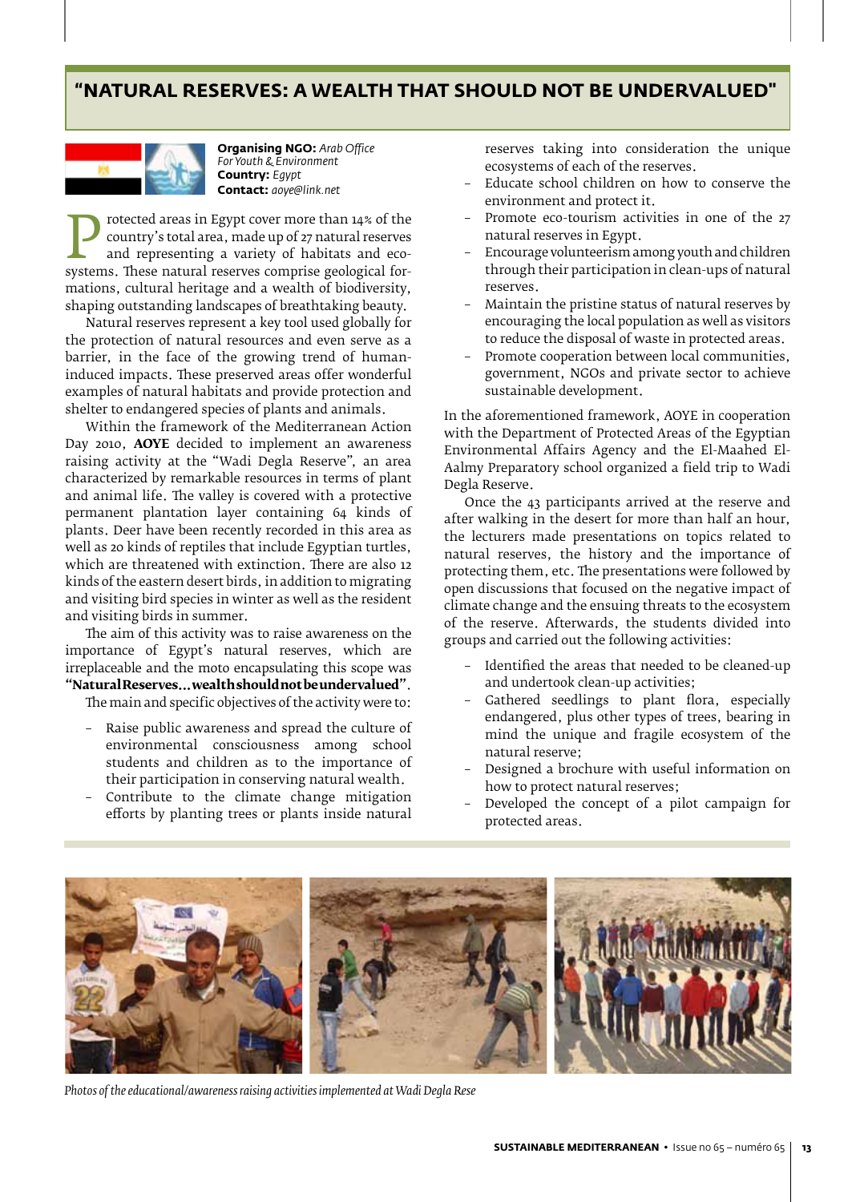# "NATURAL RESERVES: A WEALTH THAT SHOULD NOT BE UNDERVALUED"

**Organising NGO:** *Arab Office For Youth & Environment*
**Country:** *Egypt*
**Contact:** *aoye@link.net*

Protected areas in Egypt cover more than 14% of the country's total area, made up of 27 natural reserves and representing a variety of habitats and eco-systems. These natural reserves comprise geological formations, cultural heritage and a wealth of biodiversity, shaping outstanding landscapes of breathtaking beauty.

Natural reserves represent a key tool used globally for the protection of natural resources and even serve as a barrier, in the face of the growing trend of human-induced impacts. These preserved areas offer wonderful examples of natural habitats and provide protection and shelter to endangered species of plants and animals.

Within the framework of the Mediterranean Action Day 2010, **AOYE** decided to implement an awareness raising activity at the "Wadi Degla Reserve", an area characterized by remarkable resources in terms of plant and animal life. The valley is covered with a protective permanent plantation layer containing 64 kinds of plants. Deer have been recently recorded in this area as well as 20 kinds of reptiles that include Egyptian turtles, which are threatened with extinction. There are also 12 kinds of the eastern desert birds, in addition to migrating and visiting bird species in winter as well as the resident and visiting birds in summer.

The aim of this activity was to raise awareness on the importance of Egypt's natural reserves, which are irreplaceable and the moto encapsulating this scope was **"Natural Reserves…wealth should not be undervalued"**.

The main and specific objectives of the activity were to:

- Raise public awareness and spread the culture of environmental consciousness among school students and children as to the importance of their participation in conserving natural wealth.
- Contribute to the climate change mitigation efforts by planting trees or plants inside natural reserves taking into consideration the unique ecosystems of each of the reserves.
- Educate school children on how to conserve the environment and protect it.
- Promote eco-tourism activities in one of the 27 natural reserves in Egypt.
- Encourage volunteerism among youth and children through their participation in clean-ups of natural reserves.
- Maintain the pristine status of natural reserves by encouraging the local population as well as visitors to reduce the disposal of waste in protected areas.
- Promote cooperation between local communities, government, NGOs and private sector to achieve sustainable development.

In the aforementioned framework, AOYE in cooperation with the Department of Protected Areas of the Egyptian Environmental Affairs Agency and the El-Maahed El-Aalmy Preparatory school organized a field trip to Wadi Degla Reserve.

Once the 43 participants arrived at the reserve and after walking in the desert for more than half an hour, the lecturers made presentations on topics related to natural reserves, the history and the importance of protecting them, etc. The presentations were followed by open discussions that focused on the negative impact of climate change and the ensuing threats to the ecosystem of the reserve. Afterwards, the students divided into groups and carried out the following activities:

- Identified the areas that needed to be cleaned-up and undertook clean-up activities;
- Gathered seedlings to plant flora, especially endangered, plus other types of trees, bearing in mind the unique and fragile ecosystem of the natural reserve;
- Designed a brochure with useful information on how to protect natural reserves;
- Developed the concept of a pilot campaign for protected areas.

*Photos of the educational/awareness raising activities implemented at Wadi Degla Rese*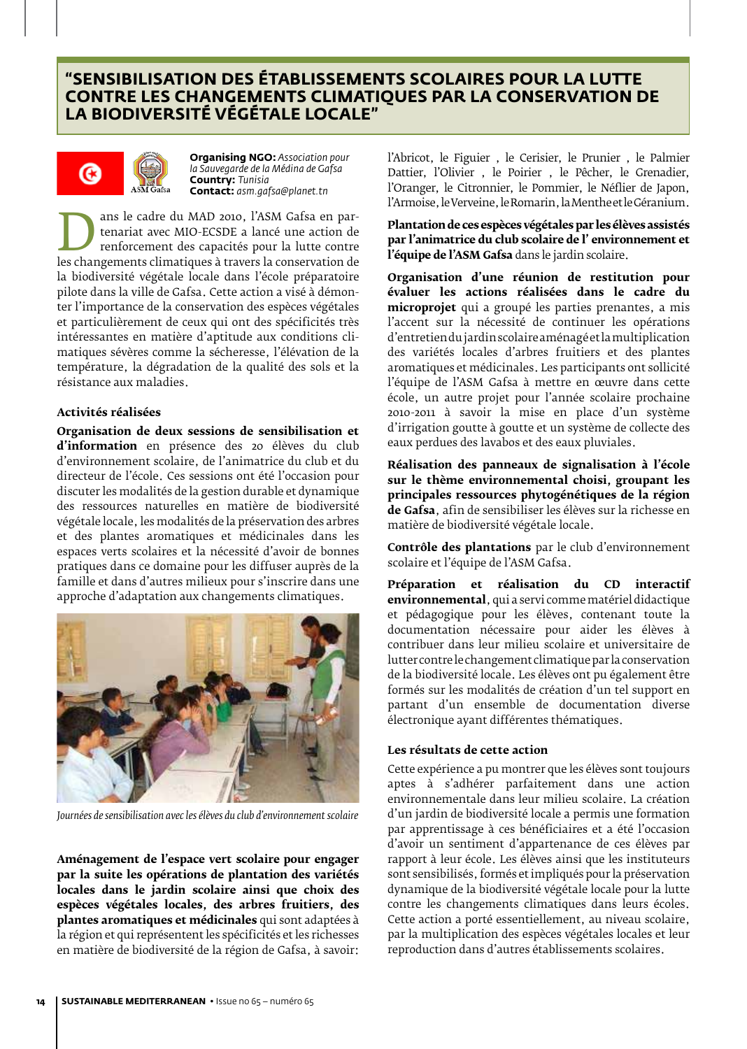# "SENSIBILISATION DES ÉTABLISSEMENTS SCOLAIRES POUR LA LUTTE CONTRE LES CHANGEMENTS CLIMATIQUES PAR LA CONSERVATION DE LA BIODIVERSITÉ VÉGÉTALE LOCALE"

**Organising NGO:** *Association pour la Sauvegarde de la Médina de Gafsa*
**Country:** *Tunisia*
**Contact:** *asm.gafsa@planet.tn*

Dans le cadre du MAD 2010, l'ASM Gafsa en partenariat avec MIO-ECSDE a lancé une action de renforcement des capacités pour la lutte contre les changements climatiques à travers la conservation de la biodiversité végétale locale dans l'école préparatoire pilote dans la ville de Gafsa. Cette action a visé à démonter l'importance de la conservation des espèces végétales et particulièrement de ceux qui ont des spécificités très intéressantes en matière d'aptitude aux conditions climatiques sévères comme la sécheresse, l'élévation de la température, la dégradation de la qualité des sols et la résistance aux maladies.

### Activités réalisées

**Organisation de deux sessions de sensibilisation et d'information** en présence des 20 élèves du club d'environnement scolaire, de l'animatrice du club et du directeur de l'école. Ces sessions ont été l'occasion pour discuter les modalités de la gestion durable et dynamique des ressources naturelles en matière de biodiversité végétale locale, les modalités de la préservation des arbres et des plantes aromatiques et médicinales dans les espaces verts scolaires et la nécessité d'avoir de bonnes pratiques dans ce domaine pour les diffuser auprès de la famille et dans d'autres milieux pour s'inscrire dans une approche d'adaptation aux changements climatiques.

*Journées de sensibilisation avec les élèves du club d'environnement scolaire*

**Aménagement de l'espace vert scolaire pour engager par la suite les opérations de plantation des variétés locales dans le jardin scolaire ainsi que choix des espèces végétales locales, des arbres fruitiers, des plantes aromatiques et médicinales** qui sont adaptées à la région et qui représentent les spécificités et les richesses en matière de biodiversité de la région de Gafsa, à savoir: l'Abricot, le Figuier , le Cerisier, le Prunier , le Palmier Dattier, l'Olivier , le Poirier , le Pêcher, le Grenadier, l'Oranger, le Citronnier, le Pommier, le Néflier de Japon, l'Armoise, le Verveine, le Romarin, la Menthe et le Géranium.

**Plantation de ces espèces végétales par les élèves assistés par l'animatrice du club scolaire de l' environnement et l'équipe de l'ASM Gafsa** dans le jardin scolaire.

**Organisation d'une réunion de restitution pour évaluer les actions réalisées dans le cadre du microprojet** qui a groupé les parties prenantes, a mis l'accent sur la nécessité de continuer les opérations d'entretien du jardin scolaire aménagé et la multiplication des variétés locales d'arbres fruitiers et des plantes aromatiques et médicinales. Les participants ont sollicité l'équipe de l'ASM Gafsa à mettre en œuvre dans cette école, un autre projet pour l'année scolaire prochaine 2010-2011 à savoir la mise en place d'un système d'irrigation goutte à goutte et un système de collecte des eaux perdues des lavabos et des eaux pluviales.

**Réalisation des panneaux de signalisation à l'école sur le thème environnemental choisi, groupant les principales ressources phytogénétiques de la région de Gafsa**, afin de sensibiliser les élèves sur la richesse en matière de biodiversité végétale locale.

**Contrôle des plantations** par le club d'environnement scolaire et l'équipe de l'ASM Gafsa.

**Préparation et réalisation du CD interactif environnemental**, qui a servi comme matériel didactique et pédagogique pour les élèves, contenant toute la documentation nécessaire pour aider les élèves à contribuer dans leur milieu scolaire et universitaire de lutter contre le changement climatique par la conservation de la biodiversité locale. Les élèves ont pu également être formés sur les modalités de création d'un tel support en partant d'un ensemble de documentation diverse électronique ayant différentes thématiques.

### Les résultats de cette action

Cette expérience a pu montrer que les élèves sont toujours aptes à s'adhérer parfaitement dans une action environnementale dans leur milieu scolaire. La création d'un jardin de biodiversité locale a permis une formation par apprentissage à ces bénéficiaires et a été l'occasion d'avoir un sentiment d'appartenance de ces élèves par rapport à leur école. Les élèves ainsi que les instituteurs sont sensibilisés, formés et impliqués pour la préservation dynamique de la biodiversité végétale locale pour la lutte contre les changements climatiques dans leurs écoles. Cette action a porté essentiellement, au niveau scolaire, par la multiplication des espèces végétales locales et leur reproduction dans d'autres établissements scolaires.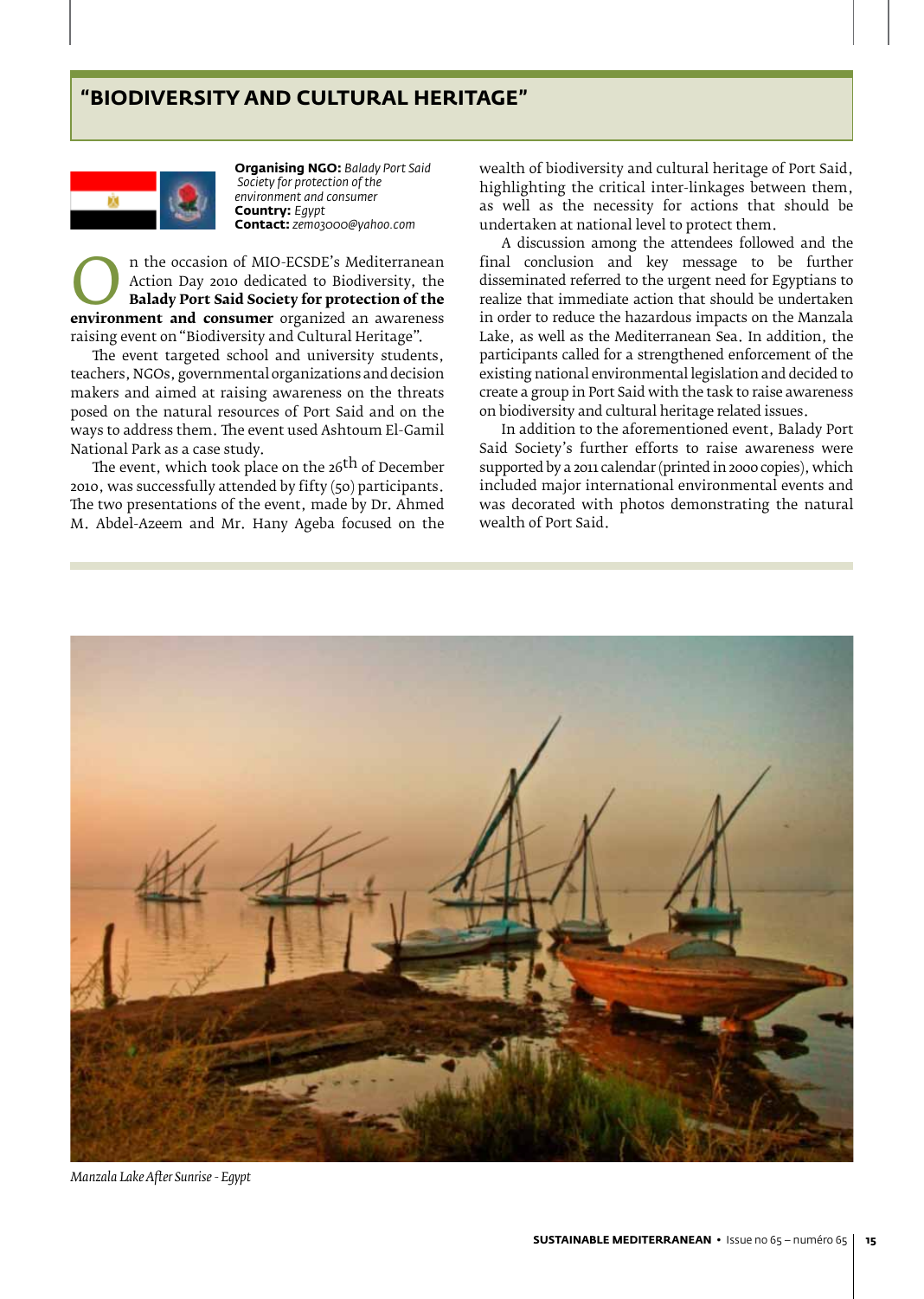## "BIODIVERSITY AND CULTURAL HERITAGE"

**Organising NGO:** *Balady Port Said Society for protection of the environment and consumer*
**Country:** *Egypt*
**Contact:** *zemo3000@yahoo.com*

On the occasion of MIO-ECSDE's Mediterranean Action Day 2010 dedicated to Biodiversity, the **Balady Port Said Society for protection of the environment and consumer** organized an awareness raising event on "Biodiversity and Cultural Heritage".

The event targeted school and university students, teachers, NGOs, governmental organizations and decision makers and aimed at raising awareness on the threats posed on the natural resources of Port Said and on the ways to address them. The event used Ashtoum El-Gamil National Park as a case study.

The event, which took place on the 26th of December 2010, was successfully attended by fifty (50) participants. The two presentations of the event, made by Dr. Ahmed M. Abdel-Azeem and Mr. Hany Ageba focused on the wealth of biodiversity and cultural heritage of Port Said, highlighting the critical inter-linkages between them, as well as the necessity for actions that should be undertaken at national level to protect them.

A discussion among the attendees followed and the final conclusion and key message to be further disseminated referred to the urgent need for Egyptians to realize that immediate action that should be undertaken in order to reduce the hazardous impacts on the Manzala Lake, as well as the Mediterranean Sea. In addition, the participants called for a strengthened enforcement of the existing national environmental legislation and decided to create a group in Port Said with the task to raise awareness on biodiversity and cultural heritage related issues.

In addition to the aforementioned event, Balady Port Said Society's further efforts to raise awareness were supported by a 2011 calendar (printed in 2000 copies), which included major international environmental events and was decorated with photos demonstrating the natural wealth of Port Said.

*Manzala Lake After Sunrise - Egypt*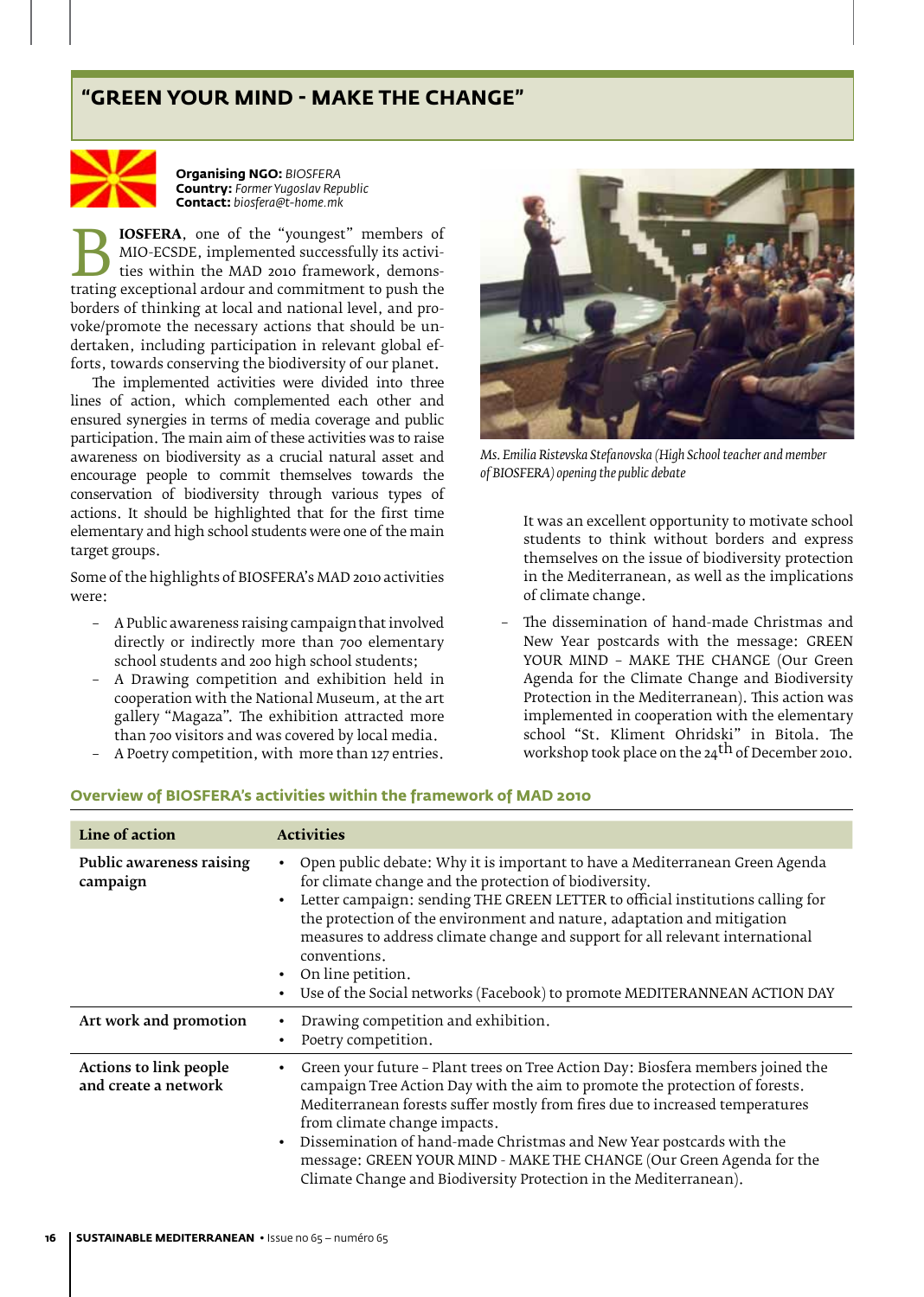# "GREEN YOUR MIND - MAKE THE CHANGE"

**Organising NGO:** *BIOSFERA*
**Country:** *Former Yugoslav Republic*
**Contact:** *biosfera@t-home.mk*

**BIOSFERA**, one of the "youngest" members of MIO-ECSDE, implemented successfully its activities within the MAD 2010 framework, demonstrating exceptional ardour and commitment to push the borders of thinking at local and national level, and provoke/promote the necessary actions that should be undertaken, including participation in relevant global efforts, towards conserving the biodiversity of our planet.

The implemented activities were divided into three lines of action, which complemented each other and ensured synergies in terms of media coverage and public participation. The main aim of these activities was to raise awareness on biodiversity as a crucial natural asset and encourage people to commit themselves towards the conservation of biodiversity through various types of actions. It should be highlighted that for the first time elementary and high school students were one of the main target groups.

Some of the highlights of BIOSFERA's MAD 2010 activities were:

- A Public awareness raising campaign that involved directly or indirectly more than 700 elementary school students and 200 high school students;
- A Drawing competition and exhibition held in cooperation with the National Museum, at the art gallery "Magaza". The exhibition attracted more than 700 visitors and was covered by local media.
- A Poetry competition, with more than 127 entries.

*Ms. Emilia Ristevska Stefanovska (High School teacher and member of BIOSFERA) opening the public debate*

It was an excellent opportunity to motivate school students to think without borders and express themselves on the issue of biodiversity protection in the Mediterranean, as well as the implications of climate change.

- The dissemination of hand-made Christmas and New Year postcards with the message: GREEN YOUR MIND – MAKE THE CHANGE (Our Green Agenda for the Climate Change and Biodiversity Protection in the Mediterranean). This action was implemented in cooperation with the elementary school "St. Kliment Ohridski" in Bitola. The workshop took place on the 24th of December 2010.

### Overview of BIOSFERA's activities within the framework of MAD 2010

| Line of action | Activities |
|---|---|
| **Public awareness raising campaign** | • Open public debate: Why it is important to have a Mediterranean Green Agenda for climate change and the protection of biodiversity.<br>• Letter campaign: sending THE GREEN LETTER to official institutions calling for the protection of the environment and nature, adaptation and mitigation measures to address climate change and support for all relevant international conventions.<br>• On line petition.<br>• Use of the Social networks (Facebook) to promote MEDITERANNEAN ACTION DAY |
| **Art work and promotion** | • Drawing competition and exhibition.<br>• Poetry competition. |
| **Actions to link people and create a network** | • Green your future – Plant trees on Tree Action Day: Biosfera members joined the campaign Tree Action Day with the aim to promote the protection of forests. Mediterranean forests suffer mostly from fires due to increased temperatures from climate change impacts.<br>• Dissemination of hand-made Christmas and New Year postcards with the message: GREEN YOUR MIND - MAKE THE CHANGE (Our Green Agenda for the Climate Change and Biodiversity Protection in the Mediterranean). |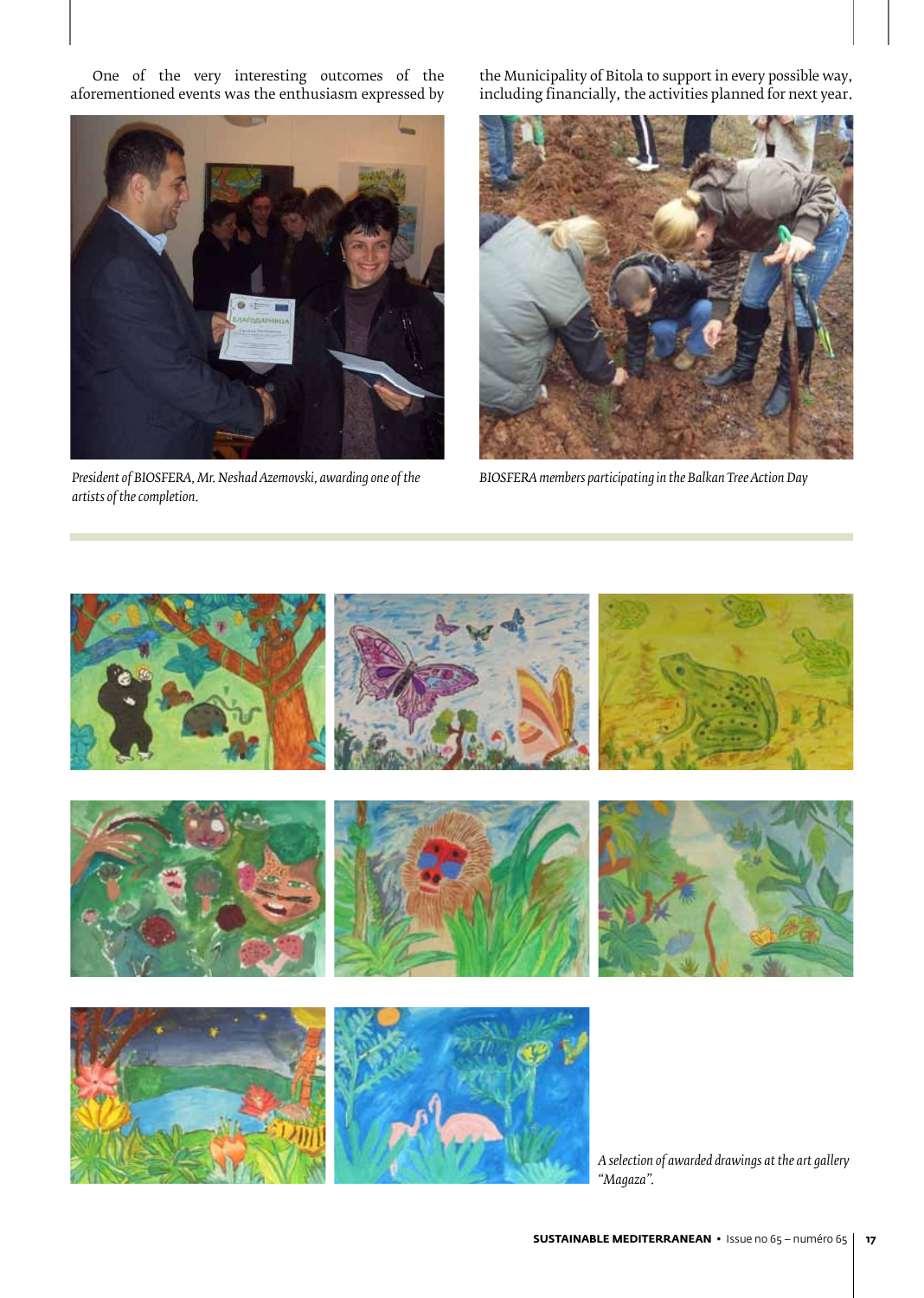One of the very interesting outcomes of the aforementioned events was the enthusiasm expressed by the Municipality of Bitola to support in every possible way, including financially, the activities planned for next year.

*President of BIOSFERA, Mr. Neshad Azemovski, awarding one of the artists of the completion.*

*BIOSFERA members participating in the Balkan Tree Action Day*

*A selection of awarded drawings at the art gallery "Magaza".*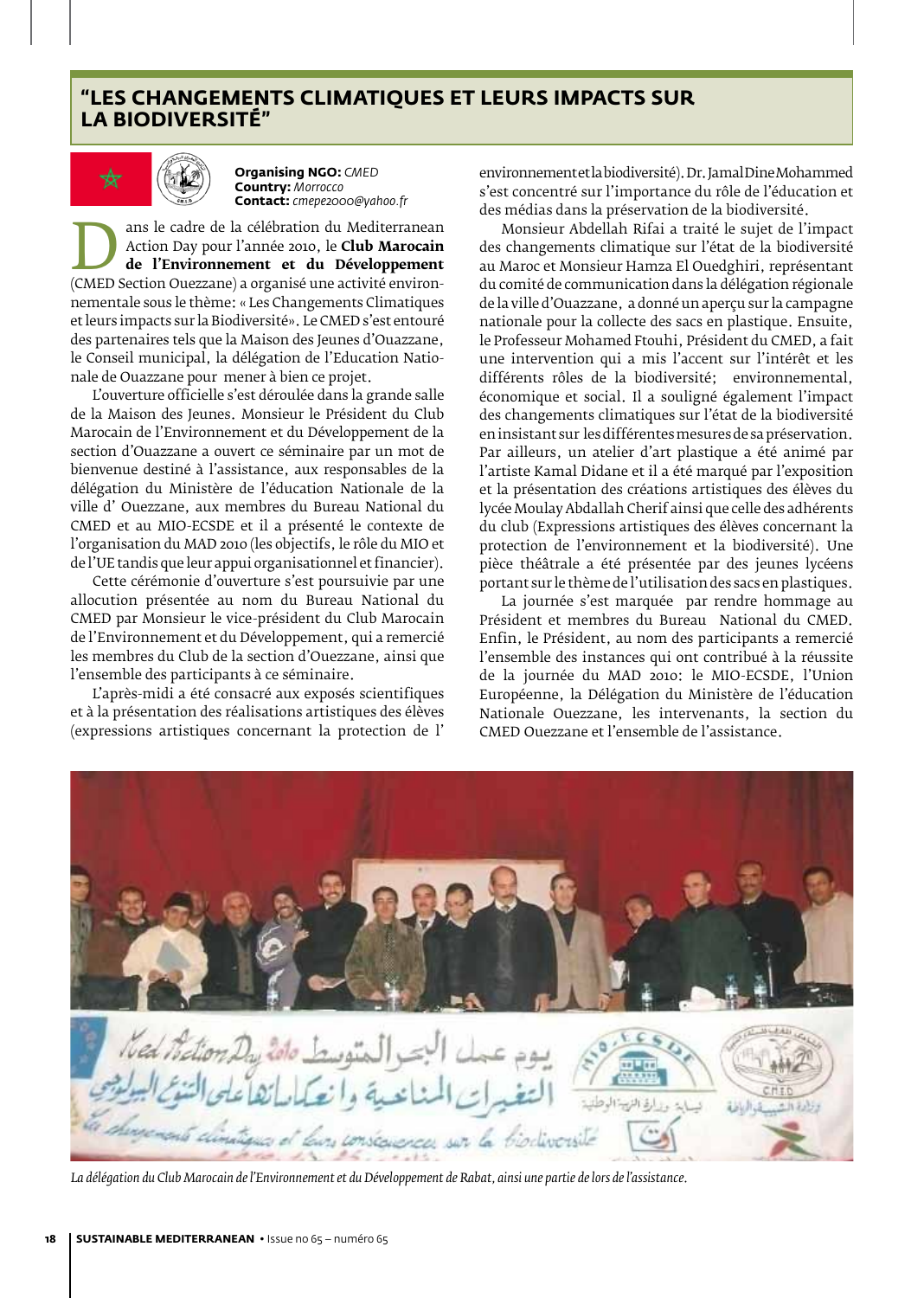# "LES CHANGEMENTS CLIMATIQUES ET LEURS IMPACTS SUR LA BIODIVERSITÉ"

**Organising NGO:** *CMED*
**Country:** *Morrocco*
**Contact:** *cmepe2000@yahoo.fr*

Dans le cadre de la célébration du Mediterranean Action Day pour l'année 2010, le **Club Marocain de l'Environnement et du Développement** (CMED Section Ouezzane) a organisé une activité environnementale sous le thème: « Les Changements Climatiques et leurs impacts sur la Biodiversité». Le CMED s'est entouré des partenaires tels que la Maison des Jeunes d'Ouazzane, le Conseil municipal, la délégation de l'Education Nationale de Ouazzane pour mener à bien ce projet.

L'ouverture officielle s'est déroulée dans la grande salle de la Maison des Jeunes. Monsieur le Président du Club Marocain de l'Environnement et du Développement de la section d'Ouazzane a ouvert ce séminaire par un mot de bienvenue destiné à l'assistance, aux responsables de la délégation du Ministère de l'éducation Nationale de la ville d' Ouezzane, aux membres du Bureau National du CMED et au MIO-ECSDE et il a présenté le contexte de l'organisation du MAD 2010 (les objectifs, le rôle du MIO et de l'UE tandis que leur appui organisationnel et financier).

Cette cérémonie d'ouverture s'est poursuivie par une allocution présentée au nom du Bureau National du CMED par Monsieur le vice-président du Club Marocain de l'Environnement et du Développement, qui a remercié les membres du Club de la section d'Ouezzane, ainsi que l'ensemble des participants à ce séminaire.

L'après-midi a été consacré aux exposés scientifiques et à la présentation des réalisations artistiques des élèves (expressions artistiques concernant la protection de l' environnement et la biodiversité). Dr. Jamal Dine Mohammed s'est concentré sur l'importance du rôle de l'éducation et des médias dans la préservation de la biodiversité.

Monsieur Abdellah Rifai a traité le sujet de l'impact des changements climatique sur l'état de la biodiversité au Maroc et Monsieur Hamza El Ouedghiri, représentant du comité de communication dans la délégation régionale de la ville d'Ouazzane, a donné un aperçu sur la campagne nationale pour la collecte des sacs en plastique. Ensuite, le Professeur Mohamed Ftouhi, Président du CMED, a fait une intervention qui a mis l'accent sur l'intérêt et les différents rôles de la biodiversité; environnemental, économique et social. Il a souligné également l'impact des changements climatiques sur l'état de la biodiversité en insistant sur les différentes mesures de sa préservation. Par ailleurs, un atelier d'art plastique a été animé par l'artiste Kamal Didane et il a été marqué par l'exposition et la présentation des créations artistiques des élèves du lycée Moulay Abdallah Cherif ainsi que celle des adhérents du club (Expressions artistiques des élèves concernant la protection de l'environnement et la biodiversité). Une pièce théâtrale a été présentée par des jeunes lycéens portant sur le thème de l'utilisation des sacs en plastiques.

La journée s'est marquée par rendre hommage au Président et membres du Bureau National du CMED. Enfin, le Président, au nom des participants a remercié l'ensemble des instances qui ont contribué à la réussite de la journée du MAD 2010: le MIO-ECSDE, l'Union Européenne, la Délégation du Ministère de l'éducation Nationale Ouezzane, les intervenants, la section du CMED Ouezzane et l'ensemble de l'assistance.

*La délégation du Club Marocain de l'Environnement et du Développement de Rabat, ainsi une partie de lors de l'assistance.*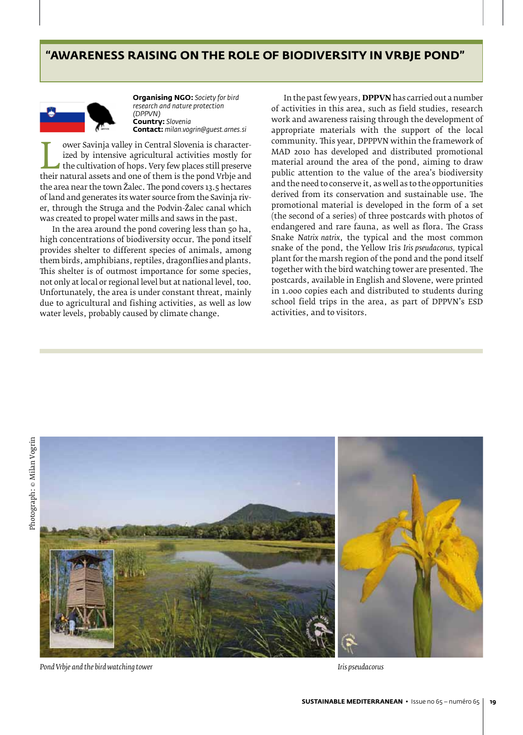## "AWARENESS RAISING ON THE ROLE OF BIODIVERSITY IN VRBJE POND"

**Organising NGO:** *Society for bird research and nature protection (DPPVN)*
**Country:** *Slovenia*
**Contact:** *milan.vogrin@guest.arnes.si*

Lower Savinja valley in Central Slovenia is characterized by intensive agricultural activities mostly for the cultivation of hops. Very few places still preserve their natural assets and one of them is the pond Vrbje and the area near the town Žalec. The pond covers 13.5 hectares of land and generates its water source from the Savinja river, through the Struga and the Podvin-Žalec canal which was created to propel water mills and saws in the past.

In the area around the pond covering less than 50 ha, high concentrations of biodiversity occur. The pond itself provides shelter to different species of animals, among them birds, amphibians, reptiles, dragonflies and plants. This shelter is of outmost importance for some species, not only at local or regional level but at national level, too. Unfortunately, the area is under constant threat, mainly due to agricultural and fishing activities, as well as low water levels, probably caused by climate change.

In the past few years, **DPPVN** has carried out a number of activities in this area, such as field studies, research work and awareness raising through the development of appropriate materials with the support of the local community. This year, DPPPVN within the framework of MAD 2010 has developed and distributed promotional material around the area of the pond, aiming to draw public attention to the value of the area's biodiversity and the need to conserve it, as well as to the opportunities derived from its conservation and sustainable use. The promotional material is developed in the form of a set (the second of a series) of three postcards with photos of endangered and rare fauna, as well as flora. The Grass Snake *Natrix natrix*, the typical and the most common snake of the pond, the Yellow Iris *Iris pseudacorus,* typical plant for the marsh region of the pond and the pond itself together with the bird watching tower are presented. The postcards, available in English and Slovene, were printed in 1.000 copies each and distributed to students during school field trips in the area, as part of DPPVN's ESD activities, and to visitors.

Photograph: © Milan Vogrin

*Pond Vrbje and the bird watching tower*

*Iris pseudacorus*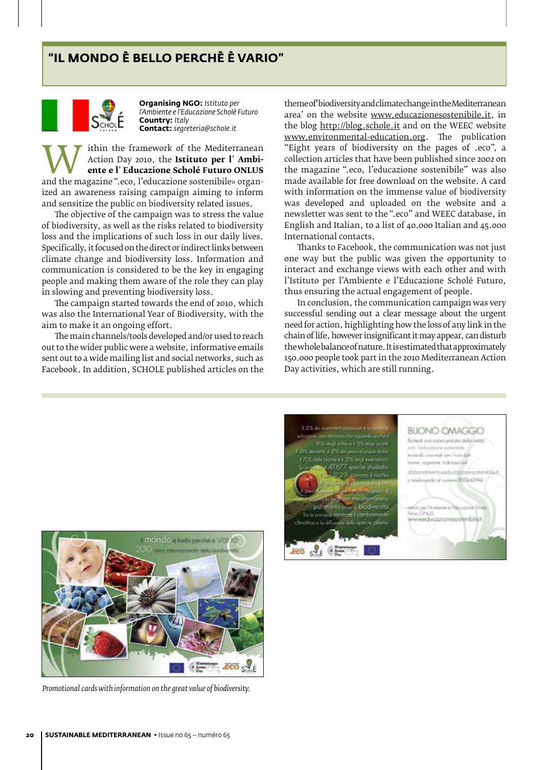# "IL MONDO È BELLO PERCHÈ È VARIO"

**Organising NGO:** *Istituto per l'Ambiente e l'Educazione Scholé Futuro*
**Country:** *Italy*
**Contact:** *segreteria@schole.it*

Within the framework of the Mediterranean Action Day 2010, the **Istituto per l' Ambiente e l' Educazione Scholé Futuro ONLUS** and the magazine ".eco, l'educazione sostenibile» organized an awareness raising campaign aiming to inform and sensitize the public on biodiversity related issues.

The objective of the campaign was to stress the value of biodiversity, as well as the risks related to biodiversity loss and the implications of such loss in our daily lives. Specifically, it focused on the direct or indirect links between climate change and biodiversity loss. Information and communication is considered to be the key in engaging people and making them aware of the role they can play in slowing and preventing biodiversity loss.

The campaign started towards the end of 2010, which was also the International Year of Biodiversity, with the aim to make it an ongoing effort.

The main channels/tools developed and/or used to reach out to the wider public were a website, informative emails sent out to a wide mailing list and social networks, such as Facebook. In addition, SCHOLE published articles on the theme of 'biodiversity and climate change in the Mediterranean area' on the website www.educazionesostenibile.it, in the blog http://blog.schole.it and on the WEEC website www.environmental-education.org. The publication "Eight years of biodiversity on the pages of .eco", a collection articles that have been published since 2002 on the magazine ".eco, l'educazione sostenibile" was also made available for free download on the website. A card with information on the immense value of biodiversity was developed and uploaded on the website and a newsletter was sent to the ".eco" and WEEC database, in English and Italian, to a list of 40.000 Italian and 45.000 International contacts.

Thanks to Facebook, the communication was not just one way but the public was given the opportunity to interact and exchange views with each other and with l'Istituto per l'Ambiente e l'Educazione Scholé Futuro, thus ensuring the actual engagement of people.

In conclusion, the communication campaign was very successful sending out a clear message about the urgent need for action, highlighting how the loss of any link in the chain of life, however insignificant it may appear, can disturb the whole balance of nature. It is estimated that approximately 150.000 people took part in the 2010 Mediterranean Action Day activities, which are still running.

*Promotional cards with information on the great value of biodiversity.*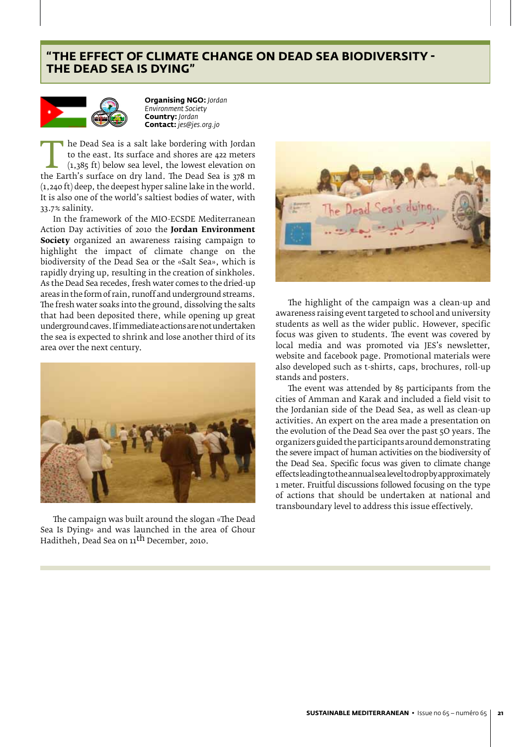# "THE EFFECT OF CLIMATE CHANGE ON DEAD SEA BIODIVERSITY - THE DEAD SEA IS DYING"

**Organising NGO:** *Jordan Environment Society*
**Country:** *Jordan*
**Contact:** *jes@jes.org.jo*

The Dead Sea is a salt lake bordering with Jordan to the east. Its surface and shores are 422 meters (1,385 ft) below sea level, the lowest elevation on the Earth's surface on dry land. The Dead Sea is 378 m (1,240 ft) deep, the deepest hyper saline lake in the world. It is also one of the world's saltiest bodies of water, with 33.7% salinity.

In the framework of the MIO-ECSDE Mediterranean Action Day activities of 2010 the **Jordan Environment Society** organized an awareness raising campaign to highlight the impact of climate change on the biodiversity of the Dead Sea or the «Salt Sea», which is rapidly drying up, resulting in the creation of sinkholes. As the Dead Sea recedes, fresh water comes to the dried-up areas in the form of rain, runoff and underground streams. The fresh water soaks into the ground, dissolving the salts that had been deposited there, while opening up great underground caves. If immediate actions are not undertaken the sea is expected to shrink and lose another third of its area over the next century.

The campaign was built around the slogan «The Dead Sea Is Dying» and was launched in the area of Ghour Haditheh, Dead Sea on 11th December, 2010.

The highlight of the campaign was a clean-up and awareness raising event targeted to school and university students as well as the wider public. However, specific focus was given to students. The event was covered by local media and was promoted via JES's newsletter, website and facebook page. Promotional materials were also developed such as t-shirts, caps, brochures, roll-up stands and posters.

The event was attended by 85 participants from the cities of Amman and Karak and included a field visit to the Jordanian side of the Dead Sea, as well as clean-up activities. An expert on the area made a presentation on the evolution of the Dead Sea over the past 50 years. The organizers guided the participants around demonstrating the severe impact of human activities on the biodiversity of the Dead Sea. Specific focus was given to climate change effects leading to the annual sea level to drop by approximately 1 meter. Fruitful discussions followed focusing on the type of actions that should be undertaken at national and transboundary level to address this issue effectively.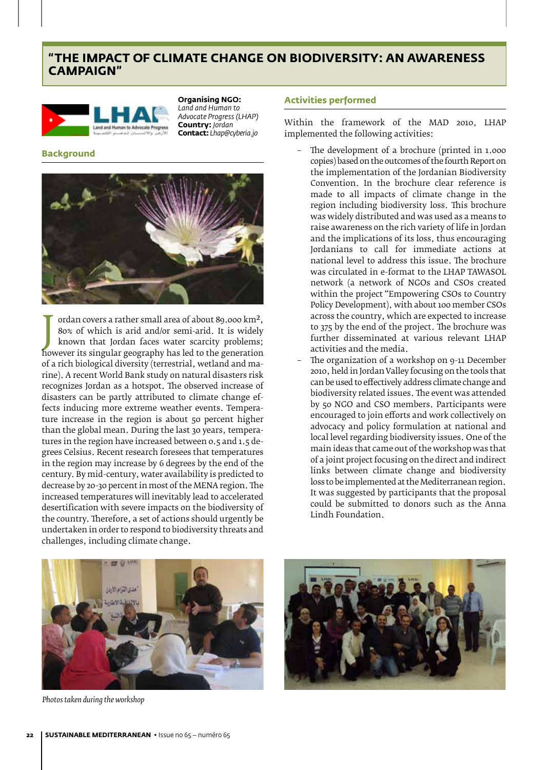# "THE IMPACT OF CLIMATE CHANGE ON BIODIVERSITY: AN AWARENESS CAMPAIGN"

**Organising NGO:** *Land and Human to Advocate Progress (LHAP)*
**Country:** *Jordan*
**Contact:** *Lhap@cyberia.jo*

## Background

Jordan covers a rather small area of about 89.000 km², 80% of which is arid and/or semi-arid. It is widely known that Jordan faces water scarcity problems; however its singular geography has led to the generation of a rich biological diversity (terrestrial, wetland and marine). A recent World Bank study on natural disasters risk recognizes Jordan as a hotspot. The observed increase of disasters can be partly attributed to climate change effects inducing more extreme weather events. Temperature increase in the region is about 50 percent higher than the global mean. During the last 30 years, temperatures in the region have increased between 0.5 and 1.5 degrees Celsius. Recent research foresees that temperatures in the region may increase by 6 degrees by the end of the century. By mid-century, water availability is predicted to decrease by 20-30 percent in most of the MENA region. The increased temperatures will inevitably lead to accelerated desertification with severe impacts on the biodiversity of the country. Therefore, a set of actions should urgently be undertaken in order to respond to biodiversity threats and challenges, including climate change.

## Activities performed

Within the framework of the MAD 2010, LHAP implemented the following activities:

- The development of a brochure (printed in 1.000 copies) based on the outcomes of the fourth Report on the implementation of the Jordanian Biodiversity Convention. In the brochure clear reference is made to all impacts of climate change in the region including biodiversity loss. This brochure was widely distributed and was used as a means to raise awareness on the rich variety of life in Jordan and the implications of its loss, thus encouraging Jordanians to call for immediate actions at national level to address this issue. The brochure was circulated in e-format to the LHAP TAWASOL network (a network of NGOs and CSOs created within the project "Empowering CSOs to Country Policy Development), with about 100 member CSOs across the country, which are expected to increase to 375 by the end of the project. The brochure was further disseminated at various relevant LHAP activities and the media.
- The organization of a workshop on 9-11 December 2010, held in Jordan Valley focusing on the tools that can be used to effectively address climate change and biodiversity related issues. The event was attended by 50 NGO and CSO members. Participants were encouraged to join efforts and work collectively on advocacy and policy formulation at national and local level regarding biodiversity issues. One of the main ideas that came out of the workshop was that of a joint project focusing on the direct and indirect links between climate change and biodiversity loss to be implemented at the Mediterranean region. It was suggested by participants that the proposal could be submitted to donors such as the Anna Lindh Foundation.

*Photos taken during the workshop*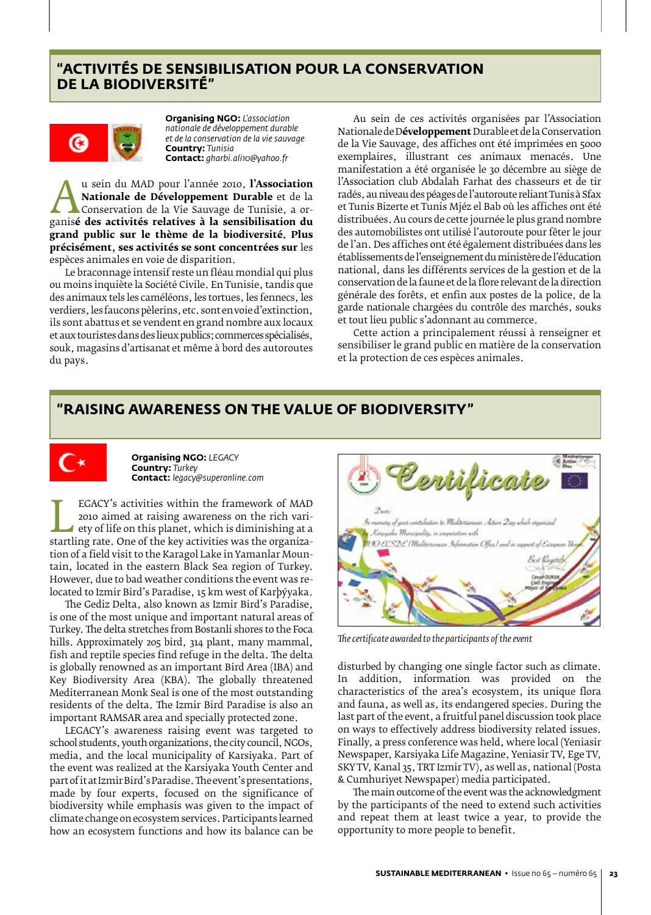## "ACTIVITÉS DE SENSIBILISATION POUR LA CONSERVATION DE LA BIODIVERSITÉ"

**Organising NGO:** *L'association nationale de développement durable et de la conservation de la vie sauvage*
**Country:** *Tunisia*
**Contact:** *gharbi.ali10@yahoo.fr*

Au sein du MAD pour l'année 2010, **l'Association Nationale de Développement Durable** et de la Conservation de la Vie Sauvage de Tunisie, a organis**é des activités relatives à la sensibilisation du grand public sur le thème de la biodiversité. Plus précisément, ses activités se sont concentrées sur** les espèces animales en voie de disparition.

Le braconnage intensif reste un fléau mondial qui plus ou moins inquiète la Société Civile. En Tunisie, tandis que des animaux tels les caméléons, les tortues, les fennecs, les verdiers, les faucons pèlerins, etc. sont en voie d'extinction, ils sont abattus et se vendent en grand nombre aux locaux et aux touristes dans des lieux publics; commerces spécialisés, souk, magasins d'artisanat et même à bord des autoroutes du pays.

Au sein de ces activités organisées par l'Association Nationale de **Développement** Durable et de la Conservation de la Vie Sauvage, des affiches ont été imprimées en 5000 exemplaires, illustrant ces animaux menacés. Une manifestation a été organisée le 30 décembre au siège de l'Association club Abdalah Farhat des chasseurs et de tir radés, au niveau des péages de l'autoroute reliant Tunis à Sfax et Tunis Bizerte et Tunis Mjéz el Bab où les affiches ont été distribuées. Au cours de cette journée le plus grand nombre des automobilistes ont utilisé l'autoroute pour fêter le jour de l'an. Des affiches ont été également distribuées dans les établissements de l'enseignement du ministère de l'éducation national, dans les différents services de la gestion et de la conservation de la faune et de la flore relevant de la direction générale des forêts, de la police, de la garde nationale chargées du contrôle des marchés, souks et tout lieu public s'adonnant au commerce.

Cette action a principalement réussi à renseigner et sensibiliser le grand public en matière de la conservation et la protection de ces espèces animales.

## "RAISING AWARENESS ON THE VALUE OF BIODIVERSITY"

**Organising NGO:** *LEGACY*
**Country:** *Turkey*
**Contact:** *legacy@superonline.com*

LEGACY's activities within the framework of MAD 2010 aimed at raising awareness on the rich variety of life on this planet, which is diminishing at a startling rate. One of the key activities was the organization of a field visit to the Karagol Lake in Yamanlar Mountain, located in the eastern Black Sea region of Turkey. However, due to bad weather conditions the event was relocated to Izmir Bird's Paradise, 15 km west of Karþýyaka.

The Gediz Delta, also known as Izmir Bird's Paradise, is one of the most unique and important natural areas of Turkey. The delta stretches from Bostanli shores to the Foca hills. Approximately 205 bird, 314 plant, many mammal, fish and reptile species find refuge in the delta. The delta is globally renowned as an important Bird Area (IBA) and Key Biodiversity Area (KBA). The globally threatened Mediterranean Monk Seal is one of the most outstanding residents of the delta. The Izmir Bird Paradise is also an important RAMSAR area and specially protected zone.

LEGACY's awareness raising event was targeted to school students, youth organizations, the city council, NGOs, media, and the local municipality of Karsiyaka. Part of the event was realized at the Karsiyaka Youth Center and part of it at Izmir Bird's Paradise. The event's presentations, made by four experts, focused on the significance of biodiversity while emphasis was given to the impact of climate change on ecosystem services. Participants learned how an ecosystem functions and how its balance can be disturbed by changing one single factor such as climate. In addition, information was provided on the characteristics of the area's ecosystem, its unique flora and fauna, as well as, its endangered species. During the last part of the event, a fruitful panel discussion took place on ways to effectively address biodiversity related issues. Finally, a press conference was held, where local (Yeniasir Newspaper, Karsiyaka Life Magazine, Yeniasir TV, Ege TV, SKY TV, Kanal 35, TRT Izmir TV), as well as, national (Posta & Cumhuriyet Newspaper) media participated.

*The certificate awarded to the participants of the event*

The main outcome of the event was the acknowledgment by the participants of the need to extend such activities and repeat them at least twice a year, to provide the opportunity to more people to benefit.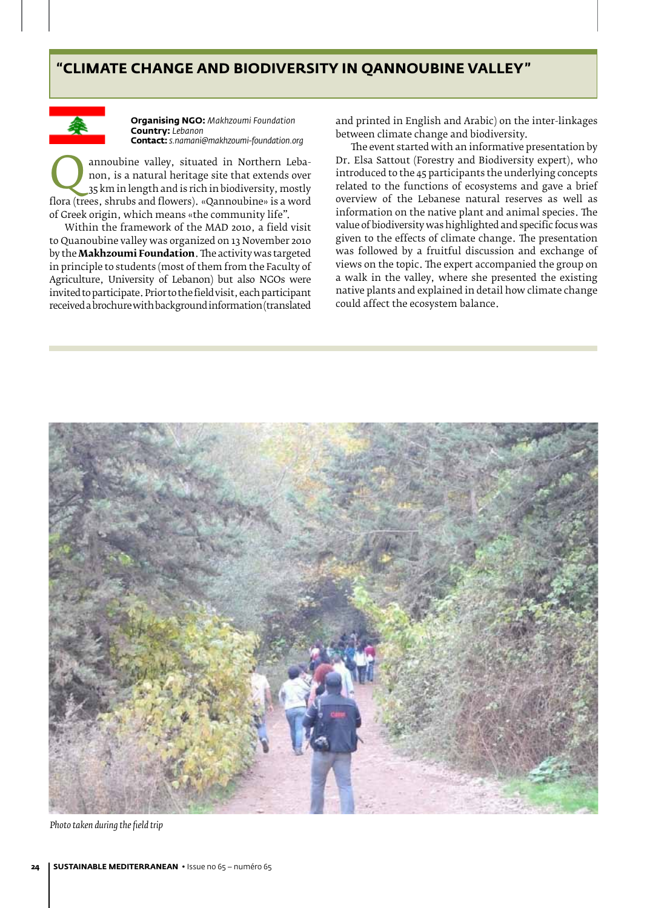# "CLIMATE CHANGE AND BIODIVERSITY IN QANNOUBINE VALLEY"

**Organising NGO:** *Makhzoumi Foundation*
**Country:** *Lebanon*
**Contact:** *s.namani@makhzoumi-foundation.org*

Qannoubine valley, situated in Northern Lebanon, is a natural heritage site that extends over 35 km in length and is rich in biodiversity, mostly flora (trees, shrubs and flowers). «Qannoubine» is a word of Greek origin, which means «the community life".

Within the framework of the MAD 2010, a field visit to Quanoubine valley was organized on 13 November 2010 by the **Makhzoumi Foundation**. The activity was targeted in principle to students (most of them from the Faculty of Agriculture, University of Lebanon) but also NGOs were invited to participate. Prior to the field visit, each participant received a brochure with background information (translated and printed in English and Arabic) on the inter-linkages between climate change and biodiversity.

The event started with an informative presentation by Dr. Elsa Sattout (Forestry and Biodiversity expert), who introduced to the 45 participants the underlying concepts related to the functions of ecosystems and gave a brief overview of the Lebanese natural reserves as well as information on the native plant and animal species. The value of biodiversity was highlighted and specific focus was given to the effects of climate change. The presentation was followed by a fruitful discussion and exchange of views on the topic. The expert accompanied the group on a walk in the valley, where she presented the existing native plants and explained in detail how climate change could affect the ecosystem balance.

*Photo taken during the field trip*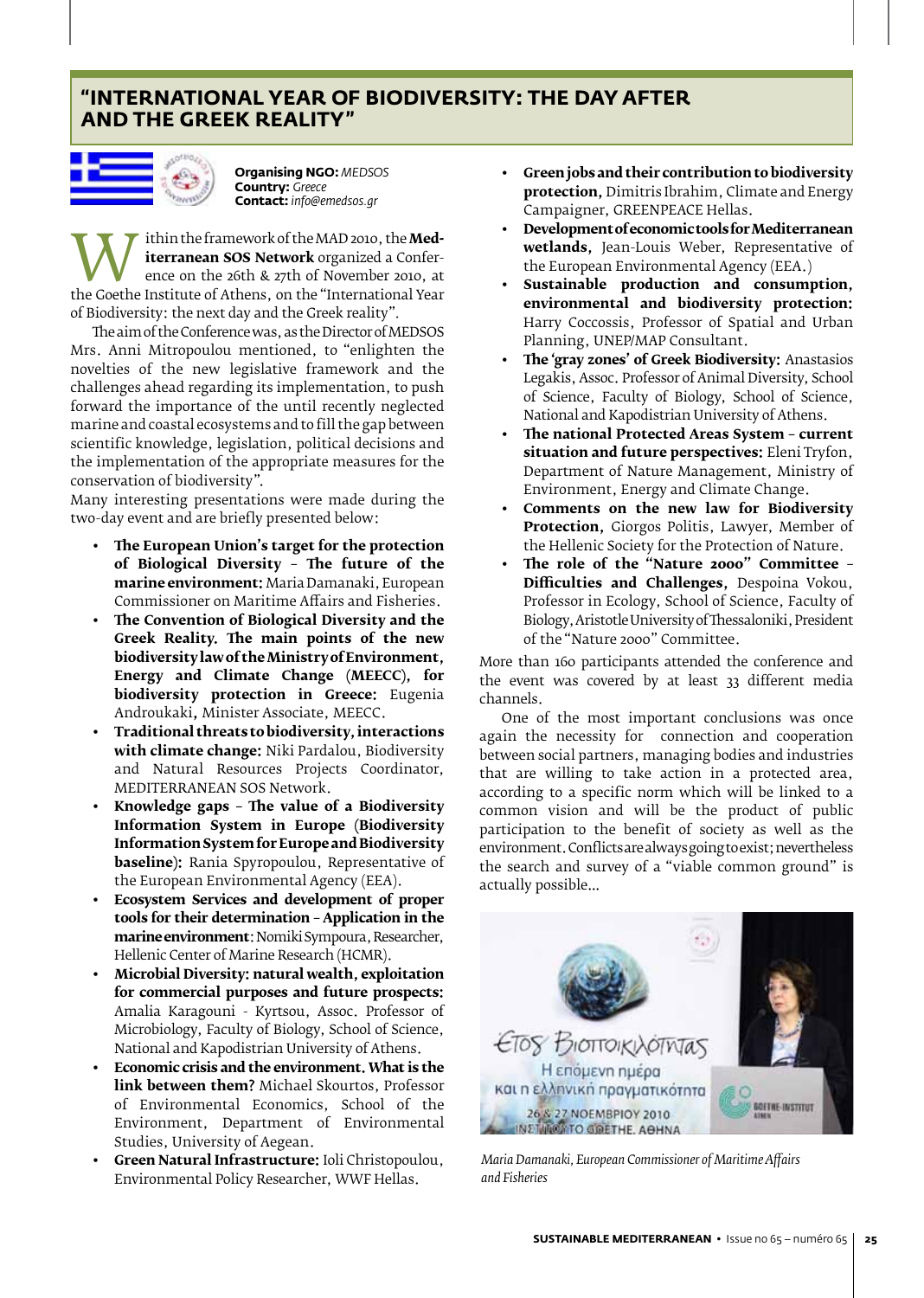## "INTERNATIONAL YEAR OF BIODIVERSITY: THE DAY AFTER AND THE GREEK REALITY"

**Organising NGO:** *MEDSOS*
**Country:** *Greece*
**Contact:** *info@emedsos.gr*

Within the framework of the MAD 2010, the **Mediterranean SOS Network** organized a Conference on the 26th & 27th of November 2010, at the Goethe Institute of Athens, on the "International Year of Biodiversity: the next day and the Greek reality".

The aim of the Conference was, as the Director of MEDSOS Mrs. Anni Mitropoulou mentioned, to "enlighten the novelties of the new legislative framework and the challenges ahead regarding its implementation, to push forward the importance of the until recently neglected marine and coastal ecosystems and to fill the gap between scientific knowledge, legislation, political decisions and the implementation of the appropriate measures for the conservation of biodiversity".

Many interesting presentations were made during the two-day event and are briefly presented below:

- **The European Union's target for the protection of Biological Diversity – The future of the marine environment:** Maria Damanaki, European Commissioner on Maritime Affairs and Fisheries.
- **The Convention of Biological Diversity and the Greek Reality. The main points of the new biodiversity law of the Ministry of Environment, Energy and Climate Change (MEECC), for biodiversity protection in Greece:** Eugenia Androukaki**,** Minister Associate, MEECC.
- **Traditional threats to biodiversity, interactions with climate change:** Niki Pardalou, Biodiversity and Natural Resources Projects Coordinator, MEDITERRANEAN SOS Network.
- **Knowledge gaps – The value of a Biodiversity Information System in Europe (Biodiversity Information System for Europe and Biodiversity baseline):** Rania Spyropoulou, Representative of the European Environmental Agency (EEA).
- **Ecosystem Services and development of proper tools for their determination – Application in the marine environment**: Nomiki Sympoura, Researcher, Hellenic Center of Marine Research (HCMR).
- **Microbial Diversity: natural wealth, exploitation for commercial purposes and future prospects:** Amalia Karagouni - Kyrtsou, Assoc. Professor of Microbiology, Faculty of Biology, School of Science, National and Kapodistrian University of Athens.
- **Economic crisis and the environment. What is the link between them?** Michael Skourtos, Professor of Environmental Economics, School of the Environment, Department of Environmental Studies, University of Aegean.
- **Green Natural Infrastructure:** Ioli Christopoulou, Environmental Policy Researcher, WWF Hellas.
- **Green jobs and their contribution to biodiversity protection,** Dimitris Ibrahim, Climate and Energy Campaigner, GREENPEACE Hellas.
- **Development of economic tools for Mediterranean wetlands,** Jean-Louis Weber, Representative of the European Environmental Agency (EEA.)
- **Sustainable production and consumption, environmental and biodiversity protection:** Harry Coccossis, Professor of Spatial and Urban Planning, UNEP/MAP Consultant.
- **The 'gray zones' of Greek Biodiversity:** Anastasios Legakis, Assoc. Professor of Animal Diversity, School of Science, Faculty of Biology, School of Science, National and Kapodistrian University of Athens.
- **The national Protected Areas System – current situation and future perspectives:** Eleni Tryfon, Department of Nature Management, Ministry of Environment, Energy and Climate Change.
- **Comments on the new law for Biodiversity Protection,** Giorgos Politis, Lawyer, Member of the Hellenic Society for the Protection of Nature.
- **The role of the "Nature 2000" Committee – Difficulties and Challenges,** Despoina Vokou, Professor in Ecology, School of Science, Faculty of Biology, Aristotle University of Thessaloniki, President of the "Nature 2000" Committee.

More than 160 participants attended the conference and the event was covered by at least 33 different media channels.

One of the most important conclusions was once again the necessity for connection and cooperation between social partners, managing bodies and industries that are willing to take action in a protected area, according to a specific norm which will be linked to a common vision and will be the product of public participation to the benefit of society as well as the environment. Conflicts are always going to exist; nevertheless the search and survey of a "viable common ground" is actually possible...

*Maria Damanaki, European Commissioner of Maritime Affairs and Fisheries*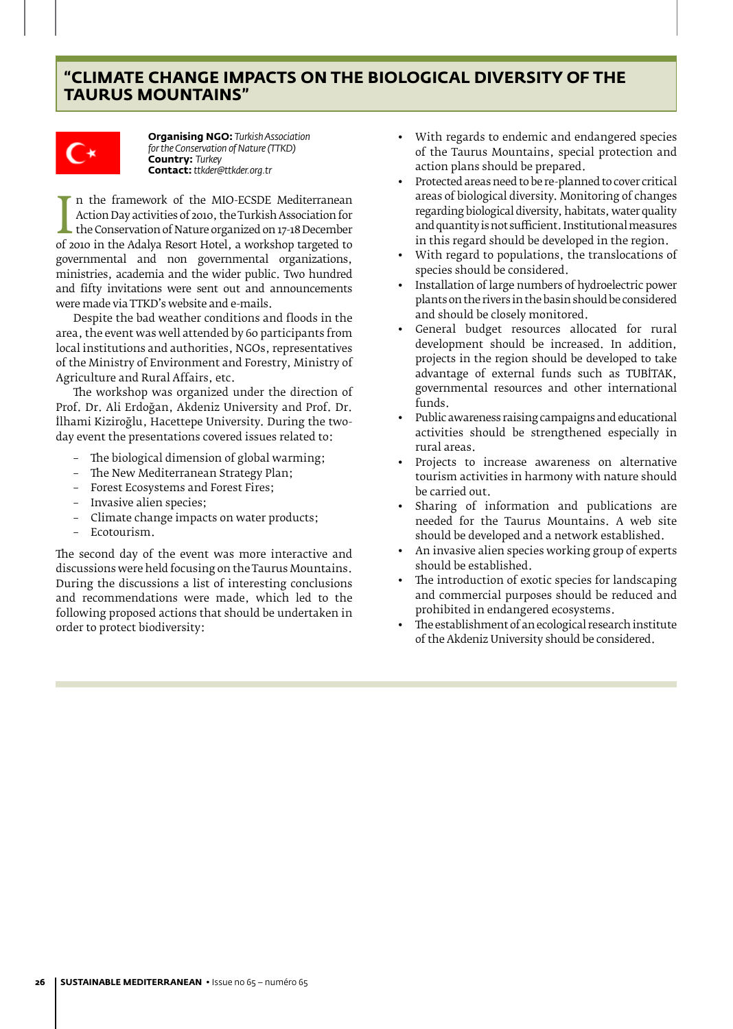# "CLIMATE CHANGE IMPACTS ON THE BIOLOGICAL DIVERSITY OF THE TAURUS MOUNTAINS"

**Organising NGO:** *Turkish Association for the Conservation of Nature (TTKD)*
**Country:** *Turkey*
**Contact:** *ttkder@ttkder.org.tr*

In the framework of the MIO-ECSDE Mediterranean Action Day activities of 2010, the Turkish Association for the Conservation of Nature organized on 17-18 December of 2010 in the Adalya Resort Hotel, a workshop targeted to governmental and non governmental organizations, ministries, academia and the wider public. Two hundred and fifty invitations were sent out and announcements were made via TTKD's website and e-mails.

Despite the bad weather conditions and floods in the area, the event was well attended by 60 participants from local institutions and authorities, NGOs, representatives of the Ministry of Environment and Forestry, Ministry of Agriculture and Rural Affairs, etc.

The workshop was organized under the direction of Prof. Dr. Ali Erdoğan, Akdeniz University and Prof. Dr. İlhami Kiziroğlu, Hacettepe University. During the two-day event the presentations covered issues related to:

- The biological dimension of global warming;
- The New Mediterranean Strategy Plan;
- Forest Ecosystems and Forest Fires;
- Invasive alien species;
- Climate change impacts on water products;
- Ecotourism.

The second day of the event was more interactive and discussions were held focusing on the Taurus Mountains. During the discussions a list of interesting conclusions and recommendations were made, which led to the following proposed actions that should be undertaken in order to protect biodiversity:

- With regards to endemic and endangered species of the Taurus Mountains, special protection and action plans should be prepared.
- Protected areas need to be re-planned to cover critical areas of biological diversity. Monitoring of changes regarding biological diversity, habitats, water quality and quantity is not sufficient. Institutional measures in this regard should be developed in the region.
- With regard to populations, the translocations of species should be considered.
- Installation of large numbers of hydroelectric power plants on the rivers in the basin should be considered and should be closely monitored.
- General budget resources allocated for rural development should be increased. In addition, projects in the region should be developed to take advantage of external funds such as TUBİTAK, governmental resources and other international funds.
- Public awareness raising campaigns and educational activities should be strengthened especially in rural areas.
- Projects to increase awareness on alternative tourism activities in harmony with nature should be carried out.
- Sharing of information and publications are needed for the Taurus Mountains. A web site should be developed and a network established.
- An invasive alien species working group of experts should be established.
- The introduction of exotic species for landscaping and commercial purposes should be reduced and prohibited in endangered ecosystems.
- The establishment of an ecological research institute of the Akdeniz University should be considered.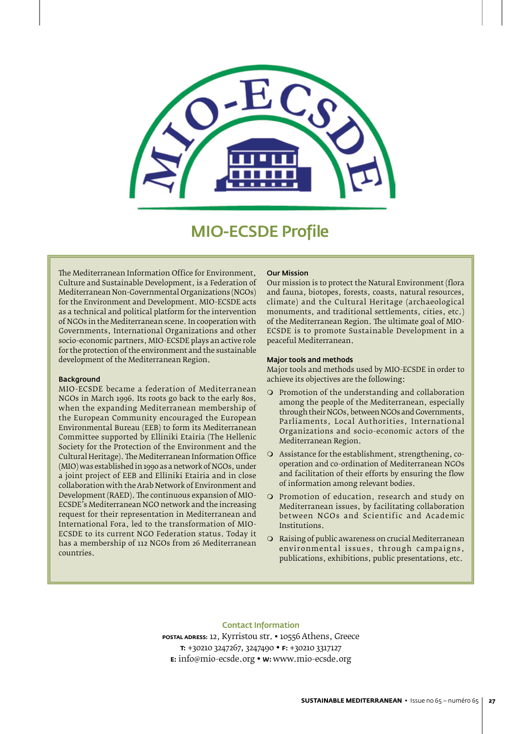# MIO-ECSDE Profile

The Mediterranean Information Office for Environment, Culture and Sustainable Development, is a Federation of Mediterranean Non-Governmental Organizations (NGOs) for the Environment and Development. MIO-ECSDE acts as a technical and political platform for the intervention of NGOs in the Mediterranean scene. In cooperation with Governments, International Organizations and other socio-economic partners, MIO-ECSDE plays an active role for the protection of the environment and the sustainable development of the Mediterranean Region.

**Background**

MIO-ECSDE became a federation of Mediterranean NGOs in March 1996. Its roots go back to the early 80s, when the expanding Mediterranean membership of the European Community encouraged the European Environmental Bureau (EEB) to form its Mediterranean Committee supported by Elliniki Etairia (The Hellenic Society for the Protection of the Environment and the Cultural Heritage). The Mediterranean Information Office (MIO) was established in 1990 as a network of NGOs, under a joint project of EEB and Elliniki Etairia and in close collaboration with the Arab Network of Environment and Development (RAED). The continuous expansion of MIO-ECSDE's Mediterranean NGO network and the increasing request for their representation in Mediterranean and International Fora, led to the transformation of MIO-ECSDE to its current NGO Federation status. Today it has a membership of 112 NGOs from 26 Mediterranean countries.

**Our Mission**

Our mission is to protect the Natural Environment (flora and fauna, biotopes, forests, coasts, natural resources, climate) and the Cultural Heritage (archaeological monuments, and traditional settlements, cities, etc.) of the Mediterranean Region. The ultimate goal of MIO-ECSDE is to promote Sustainable Development in a peaceful Mediterranean.

**Major tools and methods**

Major tools and methods used by MIO-ECSDE in order to achieve its objectives are the following:

- Promotion of the understanding and collaboration among the people of the Mediterranean, especially through their NGOs, between NGOs and Governments, Parliaments, Local Authorities, International Organizations and socio-economic actors of the Mediterranean Region.
- Assistance for the establishment, strengthening, co-operation and co-ordination of Mediterranean NGOs and facilitation of their efforts by ensuring the flow of information among relevant bodies.
- Promotion of education, research and study on Mediterranean issues, by facilitating collaboration between NGOs and Scientific and Academic Institutions.
- Raising of public awareness on crucial Mediterranean environmental issues, through campaigns, publications, exhibitions, public presentations, etc.

**Contact Information**

**POSTAL ADRESS:** 12, Kyrristou str. • 10556 Athens, Greece
**T:** +30210 3247267, 3247490 • **F:** +30210 3317127
**E:** info@mio-ecsde.org • **W:** www.mio-ecsde.org